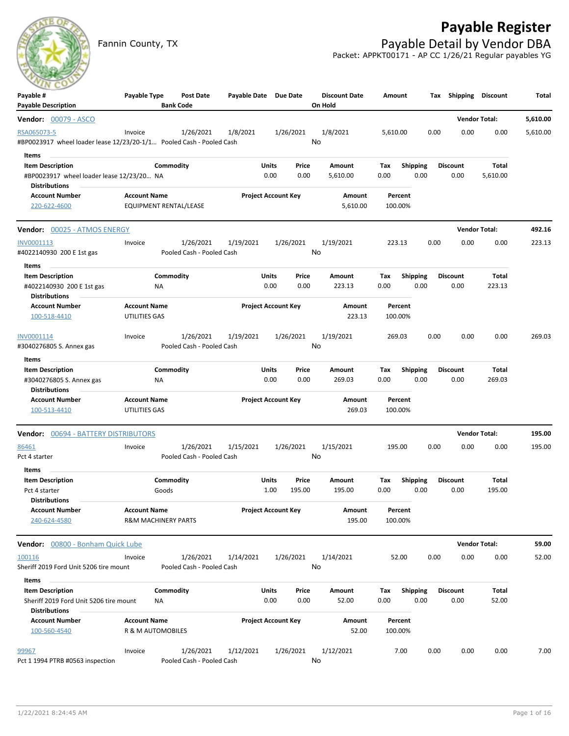# Payable Register

Fannin County, TX

## Payable Detail by Vendor DBA

Packet: APPKT00171 - AP CC 1/26/21 Regular payables YG

| Payable # / Payable Description | Payable Type | Post Date / Bank Code | Payable Date | Due Date | Discount Date / On Hold | Amount | Tax | Shipping | Discount | Total |
|---|---|---|---|---|---|---|---|---|---|---|

**Vendor: 00079 - ASCO** — Vendor Total: **5,610.00**

| Payable # | Payable Type | Post Date | Payable Date | Due Date | Discount Date | Amount | Tax | Shipping | Discount | Total |
|---|---|---|---|---|---|---|---|---|---|---|
| RSA065073-5 | Invoice | 1/26/2021 | 1/8/2021 | 1/26/2021 | 1/8/2021 | 5,610.00 | 0.00 | 0.00 | 0.00 | 5,610.00 |

#BP0023917 wheel loader lease 12/23/20-1/1… Pooled Cash - Pooled Cash — On Hold: No

Items

| Item Description | Commodity | Units | Price | Amount | Tax | Shipping | Discount | Total |
|---|---|---|---|---|---|---|---|---|
| #BP0023917 wheel loader lease 12/23/20… | NA | 0.00 | 0.00 | 5,610.00 | 0.00 | 0.00 | 0.00 | 5,610.00 |

Distributions

| Account Number | Account Name | Project Account Key | Amount | Percent |
|---|---|---|---|---|
| 220-622-4600 | EQUIPMENT RENTAL/LEASE | | 5,610.00 | 100.00% |

**Vendor: 00025 - ATMOS ENERGY** — Vendor Total: **492.16**

| Payable # | Payable Type | Post Date | Payable Date | Due Date | Discount Date | Amount | Tax | Shipping | Discount | Total |
|---|---|---|---|---|---|---|---|---|---|---|
| INV0001113 | Invoice | 1/26/2021 | 1/19/2021 | 1/26/2021 | 1/19/2021 | 223.13 | 0.00 | 0.00 | 0.00 | 223.13 |

#4022140930 200 E 1st gas — Pooled Cash - Pooled Cash — On Hold: No

Items

| Item Description | Commodity | Units | Price | Amount | Tax | Shipping | Discount | Total |
|---|---|---|---|---|---|---|---|---|
| #4022140930 200 E 1st gas | NA | 0.00 | 0.00 | 223.13 | 0.00 | 0.00 | 0.00 | 223.13 |

Distributions

| Account Number | Account Name | Project Account Key | Amount | Percent |
|---|---|---|---|---|
| 100-518-4410 | UTILITIES GAS | | 223.13 | 100.00% |

| Payable # | Payable Type | Post Date | Payable Date | Due Date | Discount Date | Amount | Tax | Shipping | Discount | Total |
|---|---|---|---|---|---|---|---|---|---|---|
| INV0001114 | Invoice | 1/26/2021 | 1/19/2021 | 1/26/2021 | 1/19/2021 | 269.03 | 0.00 | 0.00 | 0.00 | 269.03 |

#3040276805 S. Annex gas — Pooled Cash - Pooled Cash — On Hold: No

Items

| Item Description | Commodity | Units | Price | Amount | Tax | Shipping | Discount | Total |
|---|---|---|---|---|---|---|---|---|
| #3040276805 S. Annex gas | NA | 0.00 | 0.00 | 269.03 | 0.00 | 0.00 | 0.00 | 269.03 |

Distributions

| Account Number | Account Name | Project Account Key | Amount | Percent |
|---|---|---|---|---|
| 100-513-4410 | UTILITIES GAS | | 269.03 | 100.00% |

**Vendor: 00694 - BATTERY DISTRIBUTORS** — Vendor Total: **195.00**

| Payable # | Payable Type | Post Date | Payable Date | Due Date | Discount Date | Amount | Tax | Shipping | Discount | Total |
|---|---|---|---|---|---|---|---|---|---|---|
| 86461 | Invoice | 1/26/2021 | 1/15/2021 | 1/26/2021 | 1/15/2021 | 195.00 | 0.00 | 0.00 | 0.00 | 195.00 |

Pct 4 starter — Pooled Cash - Pooled Cash — On Hold: No

Items

| Item Description | Commodity | Units | Price | Amount | Tax | Shipping | Discount | Total |
|---|---|---|---|---|---|---|---|---|
| Pct 4 starter | Goods | 1.00 | 195.00 | 195.00 | 0.00 | 0.00 | 0.00 | 195.00 |

Distributions

| Account Number | Account Name | Project Account Key | Amount | Percent |
|---|---|---|---|---|
| 240-624-4580 | R&M MACHINERY PARTS | | 195.00 | 100.00% |

**Vendor: 00800 - Bonham Quick Lube** — Vendor Total: **59.00**

| Payable # | Payable Type | Post Date | Payable Date | Due Date | Discount Date | Amount | Tax | Shipping | Discount | Total |
|---|---|---|---|---|---|---|---|---|---|---|
| 100116 | Invoice | 1/26/2021 | 1/14/2021 | 1/26/2021 | 1/14/2021 | 52.00 | 0.00 | 0.00 | 0.00 | 52.00 |

Sheriff 2019 Ford Unit 5206 tire mount — Pooled Cash - Pooled Cash — On Hold: No

Items

| Item Description | Commodity | Units | Price | Amount | Tax | Shipping | Discount | Total |
|---|---|---|---|---|---|---|---|---|
| Sheriff 2019 Ford Unit 5206 tire mount | NA | 0.00 | 0.00 | 52.00 | 0.00 | 0.00 | 0.00 | 52.00 |

Distributions

| Account Number | Account Name | Project Account Key | Amount | Percent |
|---|---|---|---|---|
| 100-560-4540 | R & M AUTOMOBILES | | 52.00 | 100.00% |

| Payable # | Payable Type | Post Date | Payable Date | Due Date | Discount Date | Amount | Tax | Shipping | Discount | Total |
|---|---|---|---|---|---|---|---|---|---|---|
| 99967 | Invoice | 1/26/2021 | 1/12/2021 | 1/26/2021 | 1/12/2021 | 7.00 | 0.00 | 0.00 | 0.00 | 7.00 |

Pct 1 1994 PTRB #0563 inspection — Pooled Cash - Pooled Cash — On Hold: No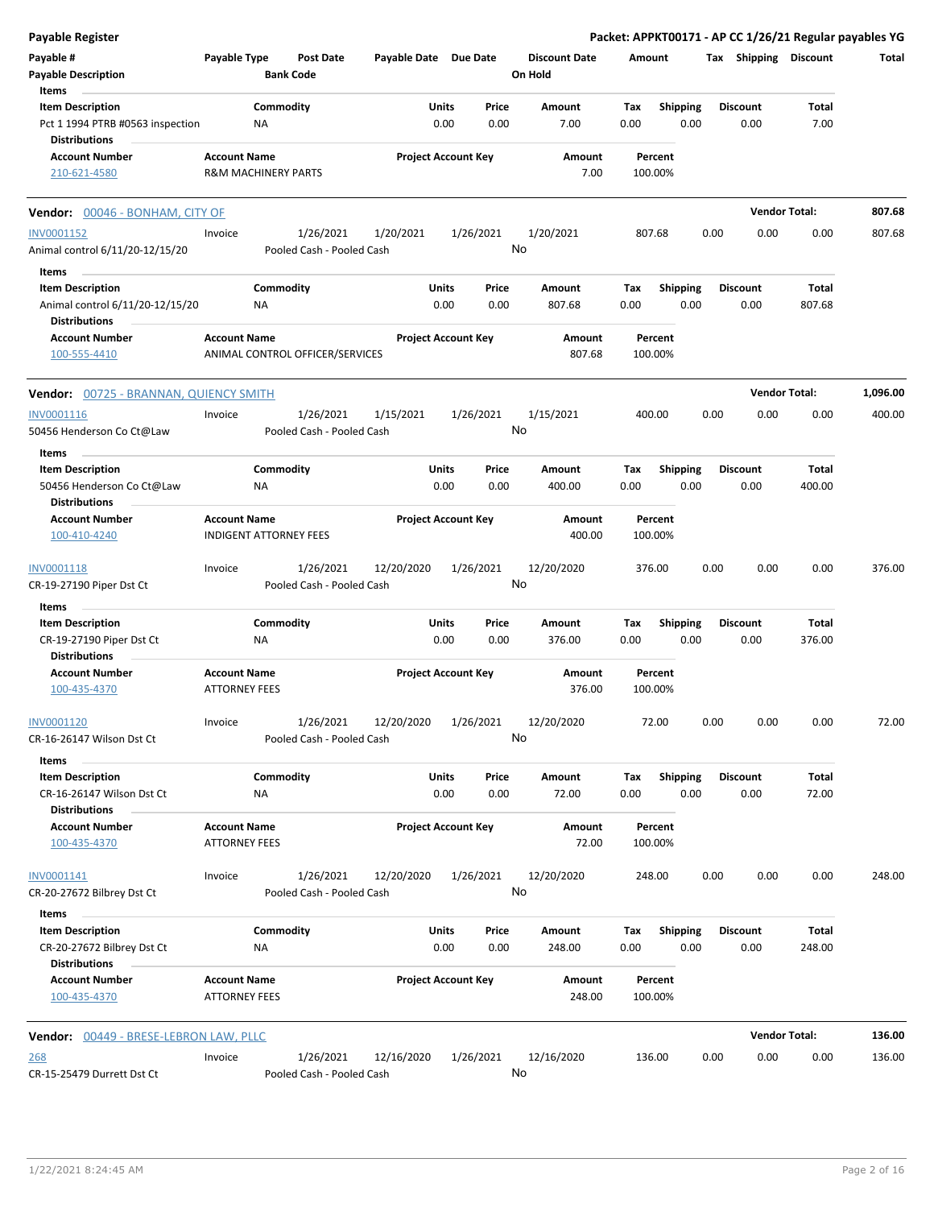**Payable Register** — **Packet: APPKT00171 - AP CC 1/26/21 Regular payables YG**

| Payable # | Payable Type | Post Date | Payable Date | Due Date | Discount Date | Amount | Tax | Shipping | Discount | Total |
|---|---|---|---|---|---|---|---|---|---|---|
| Payable Description | | Bank Code | | | On Hold | | | | | |

Items

| Item Description | Commodity | Units | Price | Amount | Tax | Shipping | Discount | Total |
|---|---|---|---|---|---|---|---|---|
| Pct 1 1994 PTRB #0563 inspection | NA | 0.00 | 0.00 | 7.00 | 0.00 | 0.00 | 0.00 | 7.00 |

Distributions

| Account Number | Account Name | Project Account Key | Amount | Percent |
|---|---|---|---|---|
| 210-621-4580 | R&M MACHINERY PARTS | | 7.00 | 100.00% |

---

**Vendor: 00046 - BONHAM, CITY OF** — **Vendor Total: 807.68**

| Payable # | Payable Type | Post Date | Payable Date | Due Date | Discount Date | Amount | Tax | Shipping | Discount | Total |
|---|---|---|---|---|---|---|---|---|---|---|
| INV0001152 | Invoice | 1/26/2021 | 1/20/2021 | 1/26/2021 | 1/20/2021 | 807.68 | 0.00 | 0.00 | 0.00 | 807.68 |
| Animal control 6/11/20-12/15/20 | | Pooled Cash - Pooled Cash | | | No | | | | | |

Items

| Item Description | Commodity | Units | Price | Amount | Tax | Shipping | Discount | Total |
|---|---|---|---|---|---|---|---|---|
| Animal control 6/11/20-12/15/20 | NA | 0.00 | 0.00 | 807.68 | 0.00 | 0.00 | 0.00 | 807.68 |

Distributions

| Account Number | Account Name | Project Account Key | Amount | Percent |
|---|---|---|---|---|
| 100-555-4410 | ANIMAL CONTROL OFFICER/SERVICES | | 807.68 | 100.00% |

---

**Vendor: 00725 - BRANNAN, QUIENCY SMITH** — **Vendor Total: 1,096.00**

| Payable # | Payable Type | Post Date | Payable Date | Due Date | Discount Date | Amount | Tax | Shipping | Discount | Total |
|---|---|---|---|---|---|---|---|---|---|---|
| INV0001116 | Invoice | 1/26/2021 | 1/15/2021 | 1/26/2021 | 1/15/2021 | 400.00 | 0.00 | 0.00 | 0.00 | 400.00 |
| 50456 Henderson Co Ct@Law | | Pooled Cash - Pooled Cash | | | No | | | | | |

Items

| Item Description | Commodity | Units | Price | Amount | Tax | Shipping | Discount | Total |
|---|---|---|---|---|---|---|---|---|
| 50456 Henderson Co Ct@Law | NA | 0.00 | 0.00 | 400.00 | 0.00 | 0.00 | 0.00 | 400.00 |

Distributions

| Account Number | Account Name | Project Account Key | Amount | Percent |
|---|---|---|---|---|
| 100-410-4240 | INDIGENT ATTORNEY FEES | | 400.00 | 100.00% |

| Payable # | Payable Type | Post Date | Payable Date | Due Date | Discount Date | Amount | Tax | Shipping | Discount | Total |
|---|---|---|---|---|---|---|---|---|---|---|
| INV0001118 | Invoice | 1/26/2021 | 12/20/2020 | 1/26/2021 | 12/20/2020 | 376.00 | 0.00 | 0.00 | 0.00 | 376.00 |
| CR-19-27190 Piper Dst Ct | | Pooled Cash - Pooled Cash | | | No | | | | | |

Items

| Item Description | Commodity | Units | Price | Amount | Tax | Shipping | Discount | Total |
|---|---|---|---|---|---|---|---|---|
| CR-19-27190 Piper Dst Ct | NA | 0.00 | 0.00 | 376.00 | 0.00 | 0.00 | 0.00 | 376.00 |

Distributions

| Account Number | Account Name | Project Account Key | Amount | Percent |
|---|---|---|---|---|
| 100-435-4370 | ATTORNEY FEES | | 376.00 | 100.00% |

| Payable # | Payable Type | Post Date | Payable Date | Due Date | Discount Date | Amount | Tax | Shipping | Discount | Total |
|---|---|---|---|---|---|---|---|---|---|---|
| INV0001120 | Invoice | 1/26/2021 | 12/20/2020 | 1/26/2021 | 12/20/2020 | 72.00 | 0.00 | 0.00 | 0.00 | 72.00 |
| CR-16-26147 Wilson Dst Ct | | Pooled Cash - Pooled Cash | | | No | | | | | |

Items

| Item Description | Commodity | Units | Price | Amount | Tax | Shipping | Discount | Total |
|---|---|---|---|---|---|---|---|---|
| CR-16-26147 Wilson Dst Ct | NA | 0.00 | 0.00 | 72.00 | 0.00 | 0.00 | 0.00 | 72.00 |

Distributions

| Account Number | Account Name | Project Account Key | Amount | Percent |
|---|---|---|---|---|
| 100-435-4370 | ATTORNEY FEES | | 72.00 | 100.00% |

| Payable # | Payable Type | Post Date | Payable Date | Due Date | Discount Date | Amount | Tax | Shipping | Discount | Total |
|---|---|---|---|---|---|---|---|---|---|---|
| INV0001141 | Invoice | 1/26/2021 | 12/20/2020 | 1/26/2021 | 12/20/2020 | 248.00 | 0.00 | 0.00 | 0.00 | 248.00 |
| CR-20-27672 Bilbrey Dst Ct | | Pooled Cash - Pooled Cash | | | No | | | | | |

Items

| Item Description | Commodity | Units | Price | Amount | Tax | Shipping | Discount | Total |
|---|---|---|---|---|---|---|---|---|
| CR-20-27672 Bilbrey Dst Ct | NA | 0.00 | 0.00 | 248.00 | 0.00 | 0.00 | 0.00 | 248.00 |

Distributions

| Account Number | Account Name | Project Account Key | Amount | Percent |
|---|---|---|---|---|
| 100-435-4370 | ATTORNEY FEES | | 248.00 | 100.00% |

---

**Vendor: 00449 - BRESE-LEBRON LAW, PLLC** — **Vendor Total: 136.00**

| Payable # | Payable Type | Post Date | Payable Date | Due Date | Discount Date | Amount | Tax | Shipping | Discount | Total |
|---|---|---|---|---|---|---|---|---|---|---|
| 268 | Invoice | 1/26/2021 | 12/16/2020 | 1/26/2021 | 12/16/2020 | 136.00 | 0.00 | 0.00 | 0.00 | 136.00 |
| CR-15-25479 Durrett Dst Ct | | Pooled Cash - Pooled Cash | | | No | | | | | |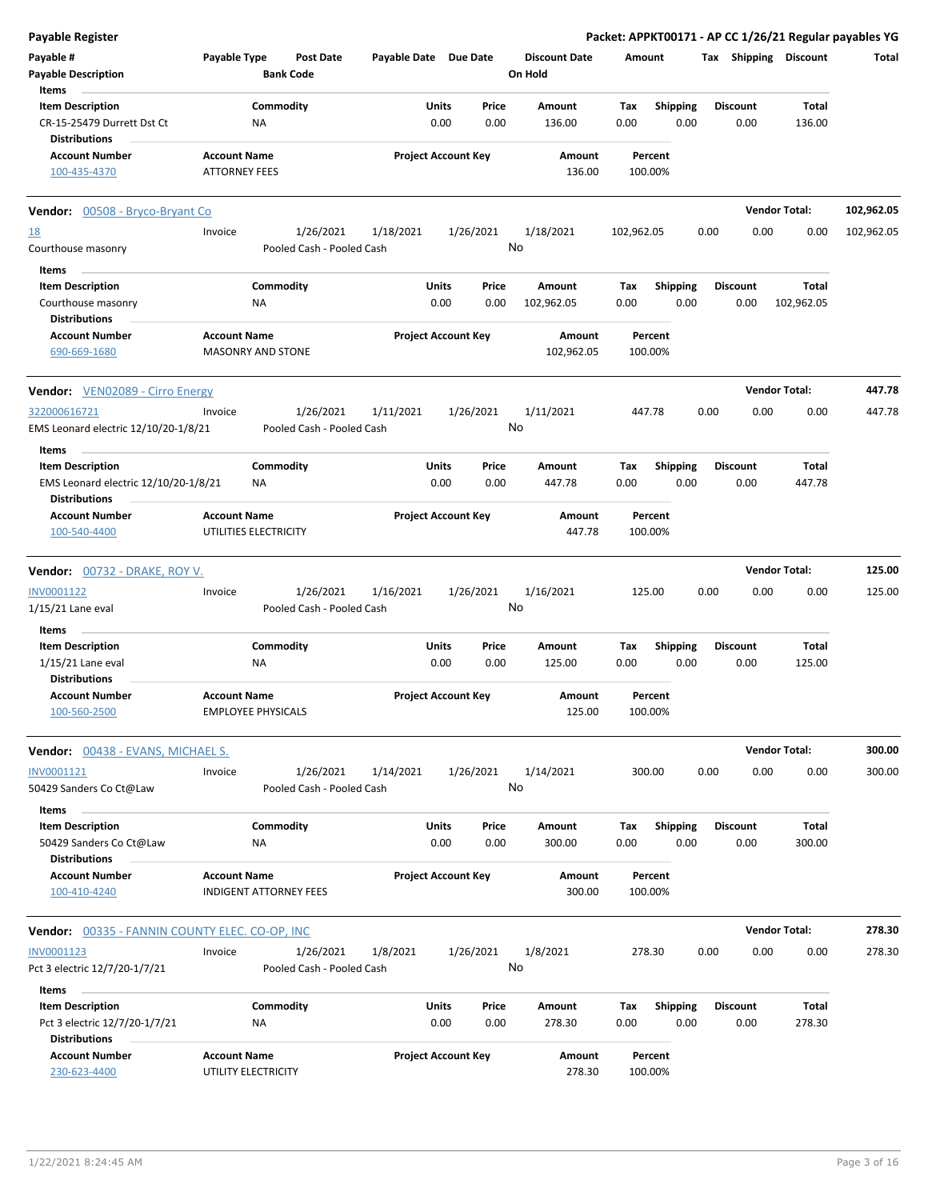**Payable Register** — **Packet: APPKT00171 - AP CC 1/26/21 Regular payables YG**

| Payable # | Payable Type | Post Date | Payable Date | Due Date | Discount Date | Amount | Tax | Shipping | Discount | Total |
|---|---|---|---|---|---|---|---|---|---|---|
| Payable Description | | Bank Code | | | On Hold | | | | | |

**Items**

| Item Description | Commodity | Units | Price | Amount | Tax | Shipping | Discount | Total |
|---|---|---|---|---|---|---|---|---|
| CR-15-25479 Durrett Dst Ct | NA | 0.00 | 0.00 | 136.00 | 0.00 | 0.00 | 0.00 | 136.00 |

**Distributions**

| Account Number | Account Name | Project Account Key | Amount | Percent |
|---|---|---|---|---|
| 100-435-4370 | ATTORNEY FEES | | 136.00 | 100.00% |

---

**Vendor:** 00508 - Bryco-Bryant Co — **Vendor Total:** 102,962.05

| Payable # | Payable Type | Post Date | Payable Date | Due Date | Discount Date | Amount | Tax | Shipping | Discount | Total |
|---|---|---|---|---|---|---|---|---|---|---|
| 18 | Invoice | 1/26/2021 | 1/18/2021 | 1/26/2021 | 1/18/2021 | 102,962.05 | 0.00 | 0.00 | 0.00 | 102,962.05 |
| Courthouse masonry | | Pooled Cash - Pooled Cash | | | No | | | | | |

**Items**

| Item Description | Commodity | Units | Price | Amount | Tax | Shipping | Discount | Total |
|---|---|---|---|---|---|---|---|---|
| Courthouse masonry | NA | 0.00 | 0.00 | 102,962.05 | 0.00 | 0.00 | 0.00 | 102,962.05 |

**Distributions**

| Account Number | Account Name | Project Account Key | Amount | Percent |
|---|---|---|---|---|
| 690-669-1680 | MASONRY AND STONE | | 102,962.05 | 100.00% |

---

**Vendor:** VEN02089 - Cirro Energy — **Vendor Total:** 447.78

| Payable # | Payable Type | Post Date | Payable Date | Due Date | Discount Date | Amount | Tax | Shipping | Discount | Total |
|---|---|---|---|---|---|---|---|---|---|---|
| 322000616721 | Invoice | 1/26/2021 | 1/11/2021 | 1/26/2021 | 1/11/2021 | 447.78 | 0.00 | 0.00 | 0.00 | 447.78 |
| EMS Leonard electric 12/10/20-1/8/21 | | Pooled Cash - Pooled Cash | | | No | | | | | |

**Items**

| Item Description | Commodity | Units | Price | Amount | Tax | Shipping | Discount | Total |
|---|---|---|---|---|---|---|---|---|
| EMS Leonard electric 12/10/20-1/8/21 | NA | 0.00 | 0.00 | 447.78 | 0.00 | 0.00 | 0.00 | 447.78 |

**Distributions**

| Account Number | Account Name | Project Account Key | Amount | Percent |
|---|---|---|---|---|
| 100-540-4400 | UTILITIES ELECTRICITY | | 447.78 | 100.00% |

---

**Vendor:** 00732 - DRAKE, ROY V. — **Vendor Total:** 125.00

| Payable # | Payable Type | Post Date | Payable Date | Due Date | Discount Date | Amount | Tax | Shipping | Discount | Total |
|---|---|---|---|---|---|---|---|---|---|---|
| INV0001122 | Invoice | 1/26/2021 | 1/16/2021 | 1/26/2021 | 1/16/2021 | 125.00 | 0.00 | 0.00 | 0.00 | 125.00 |
| 1/15/21 Lane eval | | Pooled Cash - Pooled Cash | | | No | | | | | |

**Items**

| Item Description | Commodity | Units | Price | Amount | Tax | Shipping | Discount | Total |
|---|---|---|---|---|---|---|---|---|
| 1/15/21 Lane eval | NA | 0.00 | 0.00 | 125.00 | 0.00 | 0.00 | 0.00 | 125.00 |

**Distributions**

| Account Number | Account Name | Project Account Key | Amount | Percent |
|---|---|---|---|---|
| 100-560-2500 | EMPLOYEE PHYSICALS | | 125.00 | 100.00% |

---

**Vendor:** 00438 - EVANS, MICHAEL S. — **Vendor Total:** 300.00

| Payable # | Payable Type | Post Date | Payable Date | Due Date | Discount Date | Amount | Tax | Shipping | Discount | Total |
|---|---|---|---|---|---|---|---|---|---|---|
| INV0001121 | Invoice | 1/26/2021 | 1/14/2021 | 1/26/2021 | 1/14/2021 | 300.00 | 0.00 | 0.00 | 0.00 | 300.00 |
| 50429 Sanders Co Ct@Law | | Pooled Cash - Pooled Cash | | | No | | | | | |

**Items**

| Item Description | Commodity | Units | Price | Amount | Tax | Shipping | Discount | Total |
|---|---|---|---|---|---|---|---|---|
| 50429 Sanders Co Ct@Law | NA | 0.00 | 0.00 | 300.00 | 0.00 | 0.00 | 0.00 | 300.00 |

**Distributions**

| Account Number | Account Name | Project Account Key | Amount | Percent |
|---|---|---|---|---|
| 100-410-4240 | INDIGENT ATTORNEY FEES | | 300.00 | 100.00% |

---

**Vendor:** 00335 - FANNIN COUNTY ELEC. CO-OP, INC — **Vendor Total:** 278.30

| Payable # | Payable Type | Post Date | Payable Date | Due Date | Discount Date | Amount | Tax | Shipping | Discount | Total |
|---|---|---|---|---|---|---|---|---|---|---|
| INV0001123 | Invoice | 1/26/2021 | 1/8/2021 | 1/26/2021 | 1/8/2021 | 278.30 | 0.00 | 0.00 | 0.00 | 278.30 |
| Pct 3 electric 12/7/20-1/7/21 | | Pooled Cash - Pooled Cash | | | No | | | | | |

**Items**

| Item Description | Commodity | Units | Price | Amount | Tax | Shipping | Discount | Total |
|---|---|---|---|---|---|---|---|---|
| Pct 3 electric 12/7/20-1/7/21 | NA | 0.00 | 0.00 | 278.30 | 0.00 | 0.00 | 0.00 | 278.30 |

**Distributions**

| Account Number | Account Name | Project Account Key | Amount | Percent |
|---|---|---|---|---|
| 230-623-4400 | UTILITY ELECTRICITY | | 278.30 | 100.00% |

1/22/2021 8:24:45 AM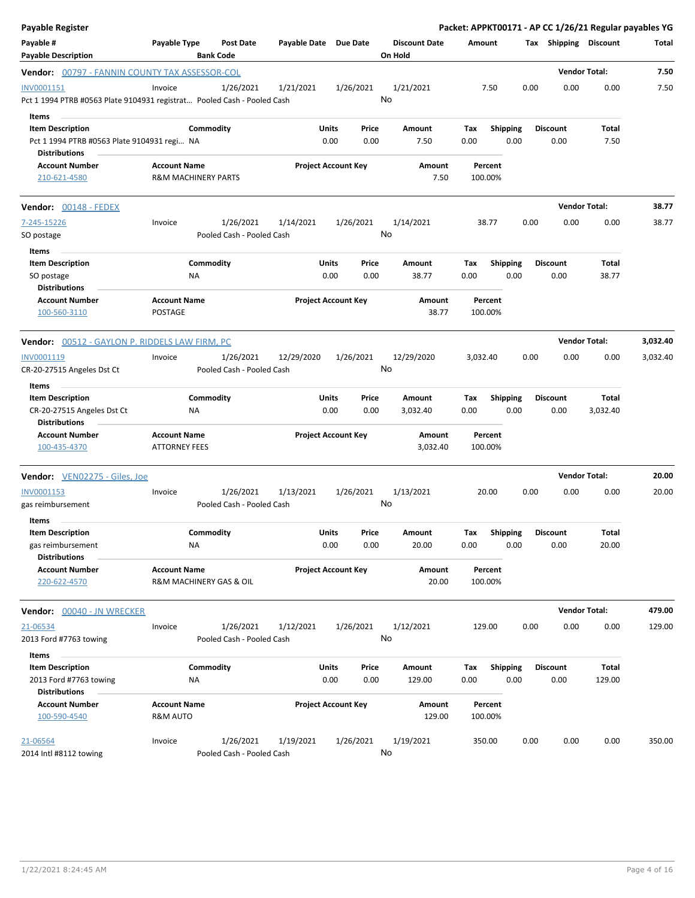**Payable Register**

**Packet: APPKT00171 - AP CC 1/26/21 Regular payables YG**

| Payable # / Payable Description | Payable Type | Post Date / Bank Code | Payable Date | Due Date | Discount Date / On Hold | Amount | Tax | Shipping | Discount | Total |
|---|---|---|---|---|---|---|---|---|---|---|

**Vendor: 00797 - FANNIN COUNTY TAX ASSESSOR-COL** — Vendor Total: 7.50

| Payable # | Payable Type | Post Date | Payable Date | Due Date | Discount Date | Amount | Tax | Shipping | Discount | Total |
|---|---|---|---|---|---|---|---|---|---|---|
| INV0001151 | Invoice | 1/26/2021 | 1/21/2021 | 1/26/2021 | 1/21/2021 | 7.50 | 0.00 | 0.00 | 0.00 | 7.50 |
| Pct 1 1994 PTRB #0563 Plate 9104931 registrat… | | Pooled Cash - Pooled Cash | | | No | | | | | |

Items

| Item Description | Commodity | Units | Price | Amount | Tax | Shipping | Discount | Total |
|---|---|---|---|---|---|---|---|---|
| Pct 1 1994 PTRB #0563 Plate 9104931 regi… | NA | 0.00 | 0.00 | 7.50 | 0.00 | 0.00 | 0.00 | 7.50 |

Distributions

| Account Number | Account Name | Project Account Key | Amount | Percent |
|---|---|---|---|---|
| 210-621-4580 | R&M MACHINERY PARTS | | 7.50 | 100.00% |

**Vendor: 00148 - FEDEX** — Vendor Total: 38.77

| Payable # | Payable Type | Post Date | Payable Date | Due Date | Discount Date | Amount | Tax | Shipping | Discount | Total |
|---|---|---|---|---|---|---|---|---|---|---|
| 7-245-15226 | Invoice | 1/26/2021 | 1/14/2021 | 1/26/2021 | 1/14/2021 | 38.77 | 0.00 | 0.00 | 0.00 | 38.77 |
| SO postage | | Pooled Cash - Pooled Cash | | | No | | | | | |

Items

| Item Description | Commodity | Units | Price | Amount | Tax | Shipping | Discount | Total |
|---|---|---|---|---|---|---|---|---|
| SO postage | NA | 0.00 | 0.00 | 38.77 | 0.00 | 0.00 | 0.00 | 38.77 |

Distributions

| Account Number | Account Name | Project Account Key | Amount | Percent |
|---|---|---|---|---|
| 100-560-3110 | POSTAGE | | 38.77 | 100.00% |

**Vendor: 00512 - GAYLON P. RIDDELS LAW FIRM, PC** — Vendor Total: 3,032.40

| Payable # | Payable Type | Post Date | Payable Date | Due Date | Discount Date | Amount | Tax | Shipping | Discount | Total |
|---|---|---|---|---|---|---|---|---|---|---|
| INV0001119 | Invoice | 1/26/2021 | 12/29/2020 | 1/26/2021 | 12/29/2020 | 3,032.40 | 0.00 | 0.00 | 0.00 | 3,032.40 |
| CR-20-27515 Angeles Dst Ct | | Pooled Cash - Pooled Cash | | | No | | | | | |

Items

| Item Description | Commodity | Units | Price | Amount | Tax | Shipping | Discount | Total |
|---|---|---|---|---|---|---|---|---|
| CR-20-27515 Angeles Dst Ct | NA | 0.00 | 0.00 | 3,032.40 | 0.00 | 0.00 | 0.00 | 3,032.40 |

Distributions

| Account Number | Account Name | Project Account Key | Amount | Percent |
|---|---|---|---|---|
| 100-435-4370 | ATTORNEY FEES | | 3,032.40 | 100.00% |

**Vendor: VEN02275 - Giles, Joe** — Vendor Total: 20.00

| Payable # | Payable Type | Post Date | Payable Date | Due Date | Discount Date | Amount | Tax | Shipping | Discount | Total |
|---|---|---|---|---|---|---|---|---|---|---|
| INV0001153 | Invoice | 1/26/2021 | 1/13/2021 | 1/26/2021 | 1/13/2021 | 20.00 | 0.00 | 0.00 | 0.00 | 20.00 |
| gas reimbursement | | Pooled Cash - Pooled Cash | | | No | | | | | |

Items

| Item Description | Commodity | Units | Price | Amount | Tax | Shipping | Discount | Total |
|---|---|---|---|---|---|---|---|---|
| gas reimbursement | NA | 0.00 | 0.00 | 20.00 | 0.00 | 0.00 | 0.00 | 20.00 |

Distributions

| Account Number | Account Name | Project Account Key | Amount | Percent |
|---|---|---|---|---|
| 220-622-4570 | R&M MACHINERY GAS & OIL | | 20.00 | 100.00% |

**Vendor: 00040 - JN WRECKER** — Vendor Total: 479.00

| Payable # | Payable Type | Post Date | Payable Date | Due Date | Discount Date | Amount | Tax | Shipping | Discount | Total |
|---|---|---|---|---|---|---|---|---|---|---|
| 21-06534 | Invoice | 1/26/2021 | 1/12/2021 | 1/26/2021 | 1/12/2021 | 129.00 | 0.00 | 0.00 | 0.00 | 129.00 |
| 2013 Ford #7763 towing | | Pooled Cash - Pooled Cash | | | No | | | | | |

Items

| Item Description | Commodity | Units | Price | Amount | Tax | Shipping | Discount | Total |
|---|---|---|---|---|---|---|---|---|
| 2013 Ford #7763 towing | NA | 0.00 | 0.00 | 129.00 | 0.00 | 0.00 | 0.00 | 129.00 |

Distributions

| Account Number | Account Name | Project Account Key | Amount | Percent |
|---|---|---|---|---|
| 100-590-4540 | R&M AUTO | | 129.00 | 100.00% |

| Payable # | Payable Type | Post Date | Payable Date | Due Date | Discount Date | Amount | Tax | Shipping | Discount | Total |
|---|---|---|---|---|---|---|---|---|---|---|
| 21-06564 | Invoice | 1/26/2021 | 1/19/2021 | 1/26/2021 | 1/19/2021 | 350.00 | 0.00 | 0.00 | 0.00 | 350.00 |
| 2014 Intl #8112 towing | | Pooled Cash - Pooled Cash | | | No | | | | | |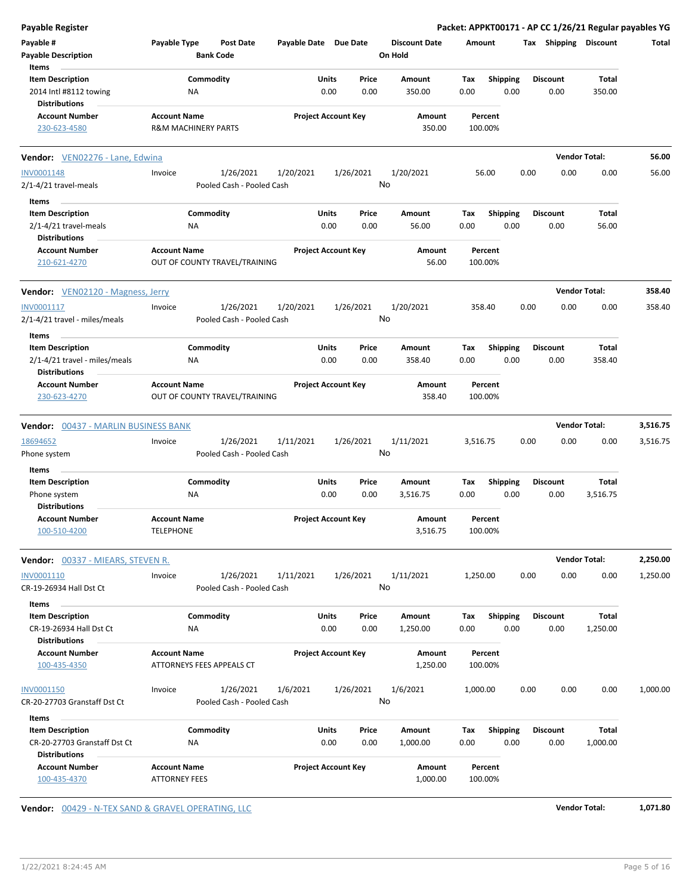| Payable # | Payable Type | Post Date | Payable Date | Due Date | Discount Date | Amount | Tax | Shipping | Discount | Total |
|---|---|---|---|---|---|---|---|---|---|---|
| Payable Description | | Bank Code | | | On Hold | | | | | |

| Item Description | Commodity | Units | Price | Amount | Tax | Shipping | Discount | Total |
|---|---|---|---|---|---|---|---|---|
| 2014 Intl #8112 towing | NA | 0.00 | 0.00 | 350.00 | 0.00 | 0.00 | 0.00 | 350.00 |

**Distributions**

| Account Number | Account Name | Project Account Key | Amount | Percent |
|---|---|---|---|---|
| 230-623-4580 | R&M MACHINERY PARTS | | 350.00 | 100.00% |

**Vendor:** VEN02276 - Lane, Edwina — **Vendor Total:** 56.00

| Payable # | Payable Type | Post Date | Payable Date | Due Date | Discount Date | Amount | Tax | Shipping | Discount | Total |
|---|---|---|---|---|---|---|---|---|---|---|
| INV0001148 | Invoice | 1/26/2021 | 1/20/2021 | 1/26/2021 | 1/20/2021 | 56.00 | 0.00 | 0.00 | 0.00 | 56.00 |
| 2/1-4/21 travel-meals | | Pooled Cash - Pooled Cash | | | No | | | | | |

| Item Description | Commodity | Units | Price | Amount | Tax | Shipping | Discount | Total |
|---|---|---|---|---|---|---|---|---|
| 2/1-4/21 travel-meals | NA | 0.00 | 0.00 | 56.00 | 0.00 | 0.00 | 0.00 | 56.00 |

**Distributions**

| Account Number | Account Name | Project Account Key | Amount | Percent |
|---|---|---|---|---|
| 210-621-4270 | OUT OF COUNTY TRAVEL/TRAINING | | 56.00 | 100.00% |

**Vendor:** VEN02120 - Magness, Jerry — **Vendor Total:** 358.40

| Payable # | Payable Type | Post Date | Payable Date | Due Date | Discount Date | Amount | Tax | Shipping | Discount | Total |
|---|---|---|---|---|---|---|---|---|---|---|
| INV0001117 | Invoice | 1/26/2021 | 1/20/2021 | 1/26/2021 | 1/20/2021 | 358.40 | 0.00 | 0.00 | 0.00 | 358.40 |
| 2/1-4/21 travel - miles/meals | | Pooled Cash - Pooled Cash | | | No | | | | | |

| Item Description | Commodity | Units | Price | Amount | Tax | Shipping | Discount | Total |
|---|---|---|---|---|---|---|---|---|
| 2/1-4/21 travel - miles/meals | NA | 0.00 | 0.00 | 358.40 | 0.00 | 0.00 | 0.00 | 358.40 |

**Distributions**

| Account Number | Account Name | Project Account Key | Amount | Percent |
|---|---|---|---|---|
| 230-623-4270 | OUT OF COUNTY TRAVEL/TRAINING | | 358.40 | 100.00% |

**Vendor:** 00437 - MARLIN BUSINESS BANK — **Vendor Total:** 3,516.75

| Payable # | Payable Type | Post Date | Payable Date | Due Date | Discount Date | Amount | Tax | Shipping | Discount | Total |
|---|---|---|---|---|---|---|---|---|---|---|
| 18694652 | Invoice | 1/26/2021 | 1/11/2021 | 1/26/2021 | 1/11/2021 | 3,516.75 | 0.00 | 0.00 | 0.00 | 3,516.75 |
| Phone system | | Pooled Cash - Pooled Cash | | | No | | | | | |

| Item Description | Commodity | Units | Price | Amount | Tax | Shipping | Discount | Total |
|---|---|---|---|---|---|---|---|---|
| Phone system | NA | 0.00 | 0.00 | 3,516.75 | 0.00 | 0.00 | 0.00 | 3,516.75 |

**Distributions**

| Account Number | Account Name | Project Account Key | Amount | Percent |
|---|---|---|---|---|
| 100-510-4200 | TELEPHONE | | 3,516.75 | 100.00% |

**Vendor:** 00337 - MIEARS, STEVEN R. — **Vendor Total:** 2,250.00

| Payable # | Payable Type | Post Date | Payable Date | Due Date | Discount Date | Amount | Tax | Shipping | Discount | Total |
|---|---|---|---|---|---|---|---|---|---|---|
| INV0001110 | Invoice | 1/26/2021 | 1/11/2021 | 1/26/2021 | 1/11/2021 | 1,250.00 | 0.00 | 0.00 | 0.00 | 1,250.00 |
| CR-19-26934 Hall Dst Ct | | Pooled Cash - Pooled Cash | | | No | | | | | |

| Item Description | Commodity | Units | Price | Amount | Tax | Shipping | Discount | Total |
|---|---|---|---|---|---|---|---|---|
| CR-19-26934 Hall Dst Ct | NA | 0.00 | 0.00 | 1,250.00 | 0.00 | 0.00 | 0.00 | 1,250.00 |

**Distributions**

| Account Number | Account Name | Project Account Key | Amount | Percent |
|---|---|---|---|---|
| 100-435-4350 | ATTORNEYS FEES APPEALS CT | | 1,250.00 | 100.00% |

| Payable # | Payable Type | Post Date | Payable Date | Due Date | Discount Date | Amount | Tax | Shipping | Discount | Total |
|---|---|---|---|---|---|---|---|---|---|---|
| INV0001150 | Invoice | 1/26/2021 | 1/6/2021 | 1/26/2021 | 1/6/2021 | 1,000.00 | 0.00 | 0.00 | 0.00 | 1,000.00 |
| CR-20-27703 Granstaff Dst Ct | | Pooled Cash - Pooled Cash | | | No | | | | | |

| Item Description | Commodity | Units | Price | Amount | Tax | Shipping | Discount | Total |
|---|---|---|---|---|---|---|---|---|
| CR-20-27703 Granstaff Dst Ct | NA | 0.00 | 0.00 | 1,000.00 | 0.00 | 0.00 | 0.00 | 1,000.00 |

**Distributions**

| Account Number | Account Name | Project Account Key | Amount | Percent |
|---|---|---|---|---|
| 100-435-4370 | ATTORNEY FEES | | 1,000.00 | 100.00% |

**Vendor:** 00429 - N-TEX SAND & GRAVEL OPERATING, LLC — **Vendor Total:** 1,071.80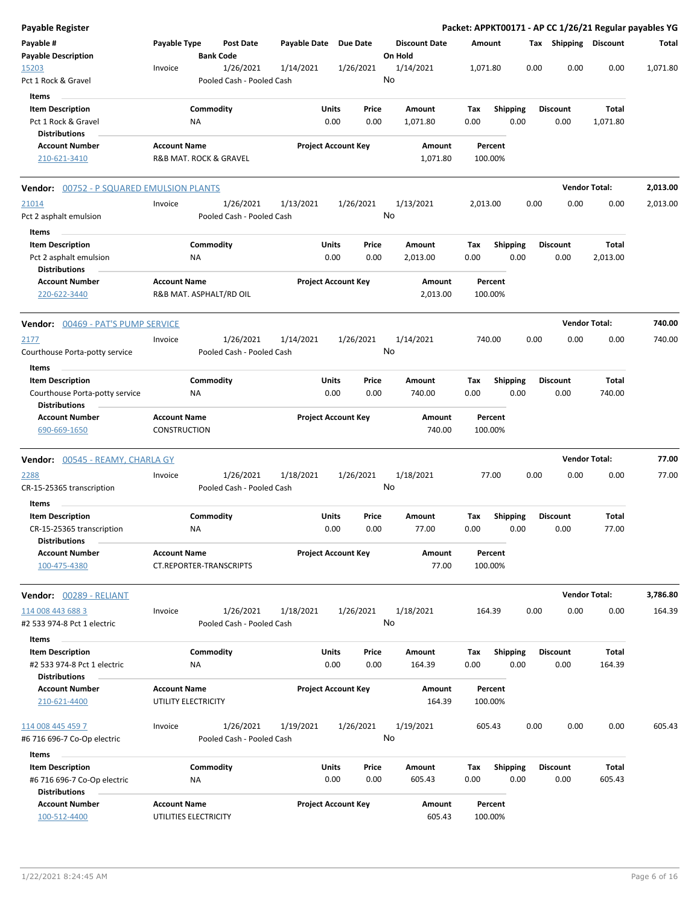**Payable Register** — **Packet: APPKT00171 - AP CC 1/26/21 Regular payables YG**

| Payable # / Payable Description | Payable Type | Post Date / Bank Code | Payable Date | Due Date | Discount Date / On Hold | Amount | Tax | Shipping | Discount | Total |
|---|---|---|---|---|---|---|---|---|---|---|
| 15203 / Pct 1 Rock & Gravel | Invoice | 1/26/2021 / Pooled Cash - Pooled Cash | 1/14/2021 | 1/26/2021 | 1/14/2021 / No | 1,071.80 | 0.00 | 0.00 | 0.00 | 1,071.80 |

Items

| Item Description | Commodity | Units | Price | Amount | Tax | Shipping | Discount | Total |
|---|---|---|---|---|---|---|---|---|
| Pct 1 Rock & Gravel | NA | 0.00 | 0.00 | 1,071.80 | 0.00 | 0.00 | 0.00 | 1,071.80 |

Distributions

| Account Number | Account Name | Project Account Key | Amount | Percent |
|---|---|---|---|---|
| 210-621-3410 | R&B MAT. ROCK & GRAVEL | | 1,071.80 | 100.00% |

## Vendor: 00752 - P SQUARED EMULSION PLANTS — Vendor Total: 2,013.00

| Payable # / Payable Description | Payable Type | Post Date / Bank Code | Payable Date | Due Date | Discount Date / On Hold | Amount | Tax | Shipping | Discount | Total |
|---|---|---|---|---|---|---|---|---|---|---|
| 21014 / Pct 2 asphalt emulsion | Invoice | 1/26/2021 / Pooled Cash - Pooled Cash | 1/13/2021 | 1/26/2021 | 1/13/2021 / No | 2,013.00 | 0.00 | 0.00 | 0.00 | 2,013.00 |

Items

| Item Description | Commodity | Units | Price | Amount | Tax | Shipping | Discount | Total |
|---|---|---|---|---|---|---|---|---|
| Pct 2 asphalt emulsion | NA | 0.00 | 0.00 | 2,013.00 | 0.00 | 0.00 | 0.00 | 2,013.00 |

Distributions

| Account Number | Account Name | Project Account Key | Amount | Percent |
|---|---|---|---|---|
| 220-622-3440 | R&B MAT. ASPHALT/RD OIL | | 2,013.00 | 100.00% |

## Vendor: 00469 - PAT'S PUMP SERVICE — Vendor Total: 740.00

| Payable # / Payable Description | Payable Type | Post Date / Bank Code | Payable Date | Due Date | Discount Date / On Hold | Amount | Tax | Shipping | Discount | Total |
|---|---|---|---|---|---|---|---|---|---|---|
| 2177 / Courthouse Porta-potty service | Invoice | 1/26/2021 / Pooled Cash - Pooled Cash | 1/14/2021 | 1/26/2021 | 1/14/2021 / No | 740.00 | 0.00 | 0.00 | 0.00 | 740.00 |

Items

| Item Description | Commodity | Units | Price | Amount | Tax | Shipping | Discount | Total |
|---|---|---|---|---|---|---|---|---|
| Courthouse Porta-potty service | NA | 0.00 | 0.00 | 740.00 | 0.00 | 0.00 | 0.00 | 740.00 |

Distributions

| Account Number | Account Name | Project Account Key | Amount | Percent |
|---|---|---|---|---|
| 690-669-1650 | CONSTRUCTION | | 740.00 | 100.00% |

## Vendor: 00545 - REAMY, CHARLA GY — Vendor Total: 77.00

| Payable # / Payable Description | Payable Type | Post Date / Bank Code | Payable Date | Due Date | Discount Date / On Hold | Amount | Tax | Shipping | Discount | Total |
|---|---|---|---|---|---|---|---|---|---|---|
| 2288 / CR-15-25365 transcription | Invoice | 1/26/2021 / Pooled Cash - Pooled Cash | 1/18/2021 | 1/26/2021 | 1/18/2021 / No | 77.00 | 0.00 | 0.00 | 0.00 | 77.00 |

Items

| Item Description | Commodity | Units | Price | Amount | Tax | Shipping | Discount | Total |
|---|---|---|---|---|---|---|---|---|
| CR-15-25365 transcription | NA | 0.00 | 0.00 | 77.00 | 0.00 | 0.00 | 0.00 | 77.00 |

Distributions

| Account Number | Account Name | Project Account Key | Amount | Percent |
|---|---|---|---|---|
| 100-475-4380 | CT.REPORTER-TRANSCRIPTS | | 77.00 | 100.00% |

## Vendor: 00289 - RELIANT — Vendor Total: 3,786.80

| Payable # / Payable Description | Payable Type | Post Date / Bank Code | Payable Date | Due Date | Discount Date / On Hold | Amount | Tax | Shipping | Discount | Total |
|---|---|---|---|---|---|---|---|---|---|---|
| 114 008 443 688 3 / #2 533 974-8 Pct 1 electric | Invoice | 1/26/2021 / Pooled Cash - Pooled Cash | 1/18/2021 | 1/26/2021 | 1/18/2021 / No | 164.39 | 0.00 | 0.00 | 0.00 | 164.39 |

Items

| Item Description | Commodity | Units | Price | Amount | Tax | Shipping | Discount | Total |
|---|---|---|---|---|---|---|---|---|
| #2 533 974-8 Pct 1 electric | NA | 0.00 | 0.00 | 164.39 | 0.00 | 0.00 | 0.00 | 164.39 |

Distributions

| Account Number | Account Name | Project Account Key | Amount | Percent |
|---|---|---|---|---|
| 210-621-4400 | UTILITY ELECTRICITY | | 164.39 | 100.00% |

| Payable # / Payable Description | Payable Type | Post Date / Bank Code | Payable Date | Due Date | Discount Date / On Hold | Amount | Tax | Shipping | Discount | Total |
|---|---|---|---|---|---|---|---|---|---|---|
| 114 008 445 459 7 / #6 716 696-7 Co-Op electric | Invoice | 1/26/2021 / Pooled Cash - Pooled Cash | 1/19/2021 | 1/26/2021 | 1/19/2021 / No | 605.43 | 0.00 | 0.00 | 0.00 | 605.43 |

Items

| Item Description | Commodity | Units | Price | Amount | Tax | Shipping | Discount | Total |
|---|---|---|---|---|---|---|---|---|
| #6 716 696-7 Co-Op electric | NA | 0.00 | 0.00 | 605.43 | 0.00 | 0.00 | 0.00 | 605.43 |

Distributions

| Account Number | Account Name | Project Account Key | Amount | Percent |
|---|---|---|---|---|
| 100-512-4400 | UTILITIES ELECTRICITY | | 605.43 | 100.00% |

1/22/2021 8:24:45 AM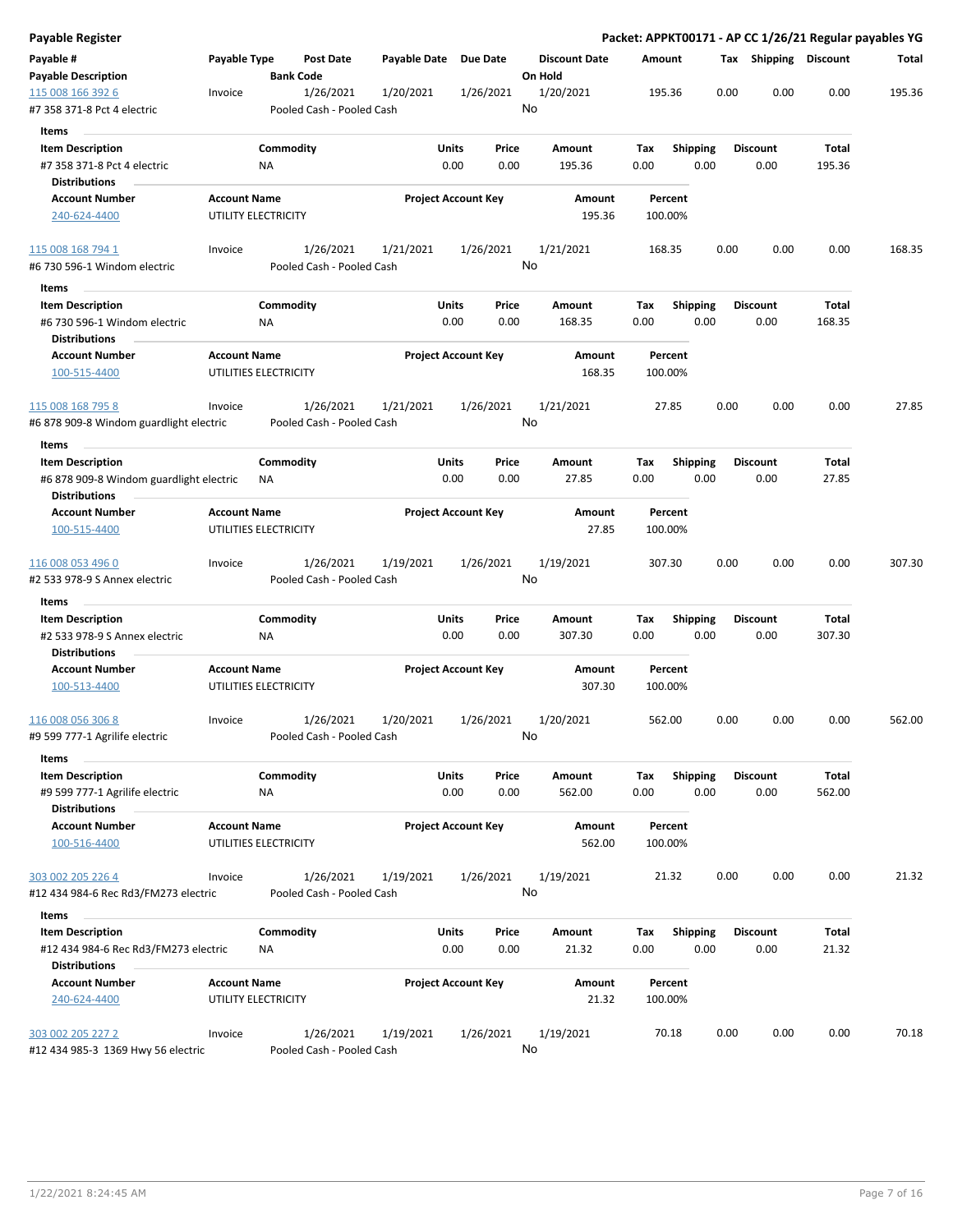# Payable Register

**Packet: APPKT00171 - AP CC 1/26/21 Regular payables YG**

| Payable # | Payable Type | Post Date | Payable Date | Due Date | Discount Date | Amount | Tax | Shipping | Discount | Total |
|---|---|---|---|---|---|---|---|---|---|---|
| **Payable Description** | | **Bank Code** | | | **On Hold** | | | | | |

---

| 115 008 166 392 6 | Invoice | 1/26/2021 | 1/20/2021 | 1/26/2021 | 1/20/2021 | 195.36 | 0.00 | 0.00 | 0.00 | 195.36 |
|---|---|---|---|---|---|---|---|---|---|---|
| #7 358 371-8 Pct 4 electric | | Pooled Cash - Pooled Cash | | | No | | | | | |

**Items**

| Item Description | Commodity | Units | Price | Amount | Tax | Shipping | Discount | Total |
|---|---|---|---|---|---|---|---|---|
| #7 358 371-8 Pct 4 electric | NA | 0.00 | 0.00 | 195.36 | 0.00 | 0.00 | 0.00 | 195.36 |

**Distributions**

| Account Number | Account Name | Project Account Key | Amount | Percent |
|---|---|---|---|---|
| 240-624-4400 | UTILITY ELECTRICITY | | 195.36 | 100.00% |

---

| 115 008 168 794 1 | Invoice | 1/26/2021 | 1/21/2021 | 1/26/2021 | 1/21/2021 | 168.35 | 0.00 | 0.00 | 0.00 | 168.35 |
|---|---|---|---|---|---|---|---|---|---|---|
| #6 730 596-1 Windom electric | | Pooled Cash - Pooled Cash | | | No | | | | | |

**Items**

| Item Description | Commodity | Units | Price | Amount | Tax | Shipping | Discount | Total |
|---|---|---|---|---|---|---|---|---|
| #6 730 596-1 Windom electric | NA | 0.00 | 0.00 | 168.35 | 0.00 | 0.00 | 0.00 | 168.35 |

**Distributions**

| Account Number | Account Name | Project Account Key | Amount | Percent |
|---|---|---|---|---|
| 100-515-4400 | UTILITIES ELECTRICITY | | 168.35 | 100.00% |

---

| 115 008 168 795 8 | Invoice | 1/26/2021 | 1/21/2021 | 1/26/2021 | 1/21/2021 | 27.85 | 0.00 | 0.00 | 0.00 | 27.85 |
|---|---|---|---|---|---|---|---|---|---|---|
| #6 878 909-8 Windom guardlight electric | | Pooled Cash - Pooled Cash | | | No | | | | | |

**Items**

| Item Description | Commodity | Units | Price | Amount | Tax | Shipping | Discount | Total |
|---|---|---|---|---|---|---|---|---|
| #6 878 909-8 Windom guardlight electric | NA | 0.00 | 0.00 | 27.85 | 0.00 | 0.00 | 0.00 | 27.85 |

**Distributions**

| Account Number | Account Name | Project Account Key | Amount | Percent |
|---|---|---|---|---|
| 100-515-4400 | UTILITIES ELECTRICITY | | 27.85 | 100.00% |

---

| 116 008 053 496 0 | Invoice | 1/26/2021 | 1/19/2021 | 1/26/2021 | 1/19/2021 | 307.30 | 0.00 | 0.00 | 0.00 | 307.30 |
|---|---|---|---|---|---|---|---|---|---|---|
| #2 533 978-9 S Annex electric | | Pooled Cash - Pooled Cash | | | No | | | | | |

**Items**

| Item Description | Commodity | Units | Price | Amount | Tax | Shipping | Discount | Total |
|---|---|---|---|---|---|---|---|---|
| #2 533 978-9 S Annex electric | NA | 0.00 | 0.00 | 307.30 | 0.00 | 0.00 | 0.00 | 307.30 |

**Distributions**

| Account Number | Account Name | Project Account Key | Amount | Percent |
|---|---|---|---|---|
| 100-513-4400 | UTILITIES ELECTRICITY | | 307.30 | 100.00% |

---

| 116 008 056 306 8 | Invoice | 1/26/2021 | 1/20/2021 | 1/26/2021 | 1/20/2021 | 562.00 | 0.00 | 0.00 | 0.00 | 562.00 |
|---|---|---|---|---|---|---|---|---|---|---|
| #9 599 777-1 Agrilife electric | | Pooled Cash - Pooled Cash | | | No | | | | | |

**Items**

| Item Description | Commodity | Units | Price | Amount | Tax | Shipping | Discount | Total |
|---|---|---|---|---|---|---|---|---|
| #9 599 777-1 Agrilife electric | NA | 0.00 | 0.00 | 562.00 | 0.00 | 0.00 | 0.00 | 562.00 |

**Distributions**

| Account Number | Account Name | Project Account Key | Amount | Percent |
|---|---|---|---|---|
| 100-516-4400 | UTILITIES ELECTRICITY | | 562.00 | 100.00% |

---

| 303 002 205 226 4 | Invoice | 1/26/2021 | 1/19/2021 | 1/26/2021 | 1/19/2021 | 21.32 | 0.00 | 0.00 | 0.00 | 21.32 |
|---|---|---|---|---|---|---|---|---|---|---|
| #12 434 984-6 Rec Rd3/FM273 electric | | Pooled Cash - Pooled Cash | | | No | | | | | |

**Items**

| Item Description | Commodity | Units | Price | Amount | Tax | Shipping | Discount | Total |
|---|---|---|---|---|---|---|---|---|
| #12 434 984-6 Rec Rd3/FM273 electric | NA | 0.00 | 0.00 | 21.32 | 0.00 | 0.00 | 0.00 | 21.32 |

**Distributions**

| Account Number | Account Name | Project Account Key | Amount | Percent |
|---|---|---|---|---|
| 240-624-4400 | UTILITY ELECTRICITY | | 21.32 | 100.00% |

---

| 303 002 205 227 2 | Invoice | 1/26/2021 | 1/19/2021 | 1/26/2021 | 1/19/2021 | 70.18 | 0.00 | 0.00 | 0.00 | 70.18 |
|---|---|---|---|---|---|---|---|---|---|---|
| #12 434 985-3 1369 Hwy 56 electric | | Pooled Cash - Pooled Cash | | | No | | | | | |

1/22/2021 8:24:45 AM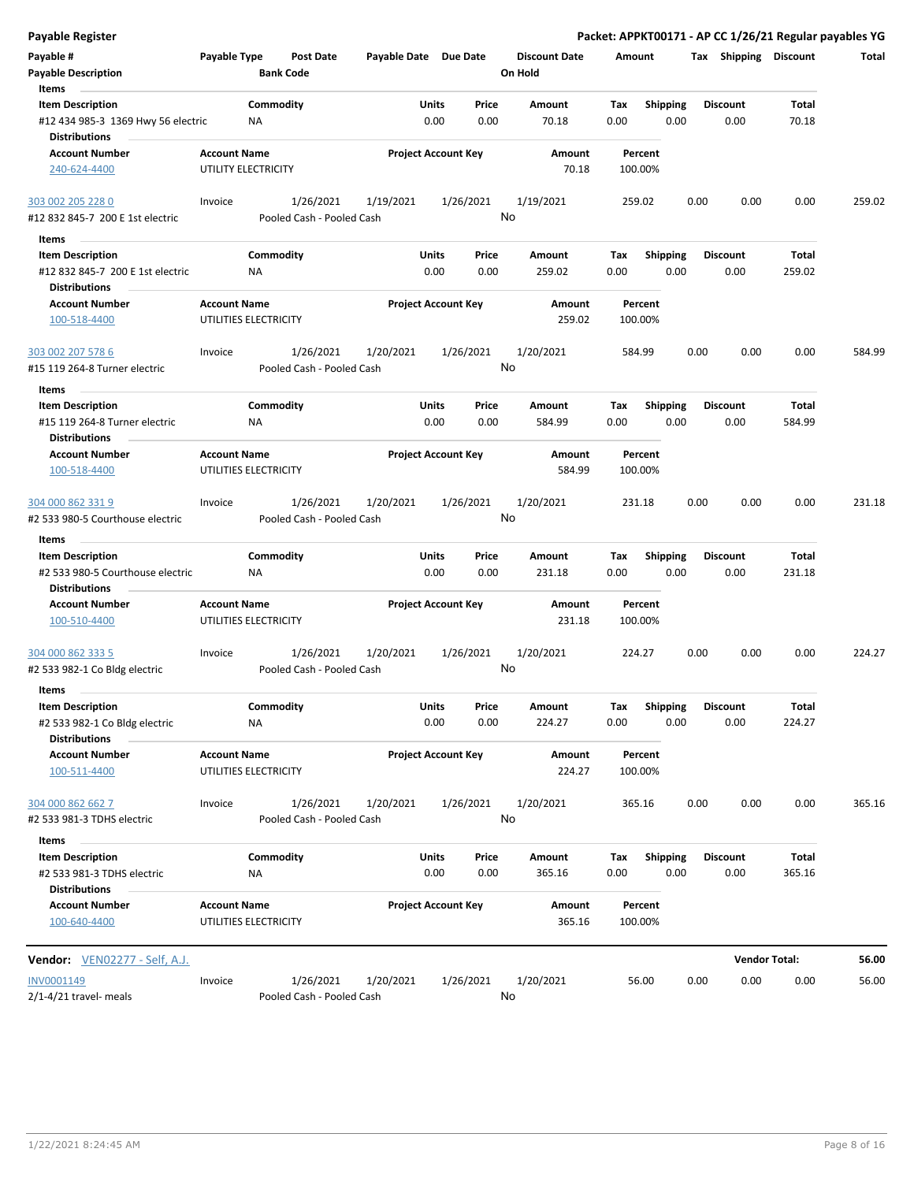**Payable Register** — **Packet: APPKT00171 - AP CC 1/26/21 Regular payables YG**

| Payable # | Payable Type | Post Date | Payable Date | Due Date | Discount Date | Amount | Tax | Shipping | Discount | Total |
|---|---|---|---|---|---|---|---|---|---|---|
| Payable Description | | Bank Code | | | On Hold | | | | | |

**Items**

| Item Description | Commodity | Units | Price | Amount | Tax | Shipping | Discount | Total |
|---|---|---|---|---|---|---|---|---|
| #12 434 985-3 1369 Hwy 56 electric | NA | 0.00 | 0.00 | 70.18 | 0.00 | 0.00 | 0.00 | 70.18 |

**Distributions**

| Account Number | Account Name | Project Account Key | Amount | Percent |
|---|---|---|---|---|
| 240-624-4400 | UTILITY ELECTRICITY | | 70.18 | 100.00% |

| 303 002 205 228 0 | Invoice | 1/26/2021 | 1/19/2021 | 1/26/2021 | 1/19/2021 | 259.02 | 0.00 | 0.00 | 0.00 | 259.02 |
|---|---|---|---|---|---|---|---|---|---|---|
| #12 832 845-7 200 E 1st electric | | Pooled Cash - Pooled Cash | | | No | | | | | |

**Items**

| Item Description | Commodity | Units | Price | Amount | Tax | Shipping | Discount | Total |
|---|---|---|---|---|---|---|---|---|
| #12 832 845-7 200 E 1st electric | NA | 0.00 | 0.00 | 259.02 | 0.00 | 0.00 | 0.00 | 259.02 |

**Distributions**

| Account Number | Account Name | Project Account Key | Amount | Percent |
|---|---|---|---|---|
| 100-518-4400 | UTILITIES ELECTRICITY | | 259.02 | 100.00% |

| 303 002 207 578 6 | Invoice | 1/26/2021 | 1/20/2021 | 1/26/2021 | 1/20/2021 | 584.99 | 0.00 | 0.00 | 0.00 | 584.99 |
|---|---|---|---|---|---|---|---|---|---|---|
| #15 119 264-8 Turner electric | | Pooled Cash - Pooled Cash | | | No | | | | | |

**Items**

| Item Description | Commodity | Units | Price | Amount | Tax | Shipping | Discount | Total |
|---|---|---|---|---|---|---|---|---|
| #15 119 264-8 Turner electric | NA | 0.00 | 0.00 | 584.99 | 0.00 | 0.00 | 0.00 | 584.99 |

**Distributions**

| Account Number | Account Name | Project Account Key | Amount | Percent |
|---|---|---|---|---|
| 100-518-4400 | UTILITIES ELECTRICITY | | 584.99 | 100.00% |

| 304 000 862 331 9 | Invoice | 1/26/2021 | 1/20/2021 | 1/26/2021 | 1/20/2021 | 231.18 | 0.00 | 0.00 | 0.00 | 231.18 |
|---|---|---|---|---|---|---|---|---|---|---|
| #2 533 980-5 Courthouse electric | | Pooled Cash - Pooled Cash | | | No | | | | | |

**Items**

| Item Description | Commodity | Units | Price | Amount | Tax | Shipping | Discount | Total |
|---|---|---|---|---|---|---|---|---|
| #2 533 980-5 Courthouse electric | NA | 0.00 | 0.00 | 231.18 | 0.00 | 0.00 | 0.00 | 231.18 |

**Distributions**

| Account Number | Account Name | Project Account Key | Amount | Percent |
|---|---|---|---|---|
| 100-510-4400 | UTILITIES ELECTRICITY | | 231.18 | 100.00% |

| 304 000 862 333 5 | Invoice | 1/26/2021 | 1/20/2021 | 1/26/2021 | 1/20/2021 | 224.27 | 0.00 | 0.00 | 0.00 | 224.27 |
|---|---|---|---|---|---|---|---|---|---|---|
| #2 533 982-1 Co Bldg electric | | Pooled Cash - Pooled Cash | | | No | | | | | |

**Items**

| Item Description | Commodity | Units | Price | Amount | Tax | Shipping | Discount | Total |
|---|---|---|---|---|---|---|---|---|
| #2 533 982-1 Co Bldg electric | NA | 0.00 | 0.00 | 224.27 | 0.00 | 0.00 | 0.00 | 224.27 |

**Distributions**

| Account Number | Account Name | Project Account Key | Amount | Percent |
|---|---|---|---|---|
| 100-511-4400 | UTILITIES ELECTRICITY | | 224.27 | 100.00% |

| 304 000 862 662 7 | Invoice | 1/26/2021 | 1/20/2021 | 1/26/2021 | 1/20/2021 | 365.16 | 0.00 | 0.00 | 0.00 | 365.16 |
|---|---|---|---|---|---|---|---|---|---|---|
| #2 533 981-3 TDHS electric | | Pooled Cash - Pooled Cash | | | No | | | | | |

**Items**

| Item Description | Commodity | Units | Price | Amount | Tax | Shipping | Discount | Total |
|---|---|---|---|---|---|---|---|---|
| #2 533 981-3 TDHS electric | NA | 0.00 | 0.00 | 365.16 | 0.00 | 0.00 | 0.00 | 365.16 |

**Distributions**

| Account Number | Account Name | Project Account Key | Amount | Percent |
|---|---|---|---|---|
| 100-640-4400 | UTILITIES ELECTRICITY | | 365.16 | 100.00% |

**Vendor:** VEN02277 - Self, A.J. — **Vendor Total: 56.00**

| INV0001149 | Invoice | 1/26/2021 | 1/20/2021 | 1/26/2021 | 1/20/2021 | 56.00 | 0.00 | 0.00 | 0.00 | 56.00 |
|---|---|---|---|---|---|---|---|---|---|---|
| 2/1-4/21 travel- meals | | Pooled Cash - Pooled Cash | | | No | | | | | |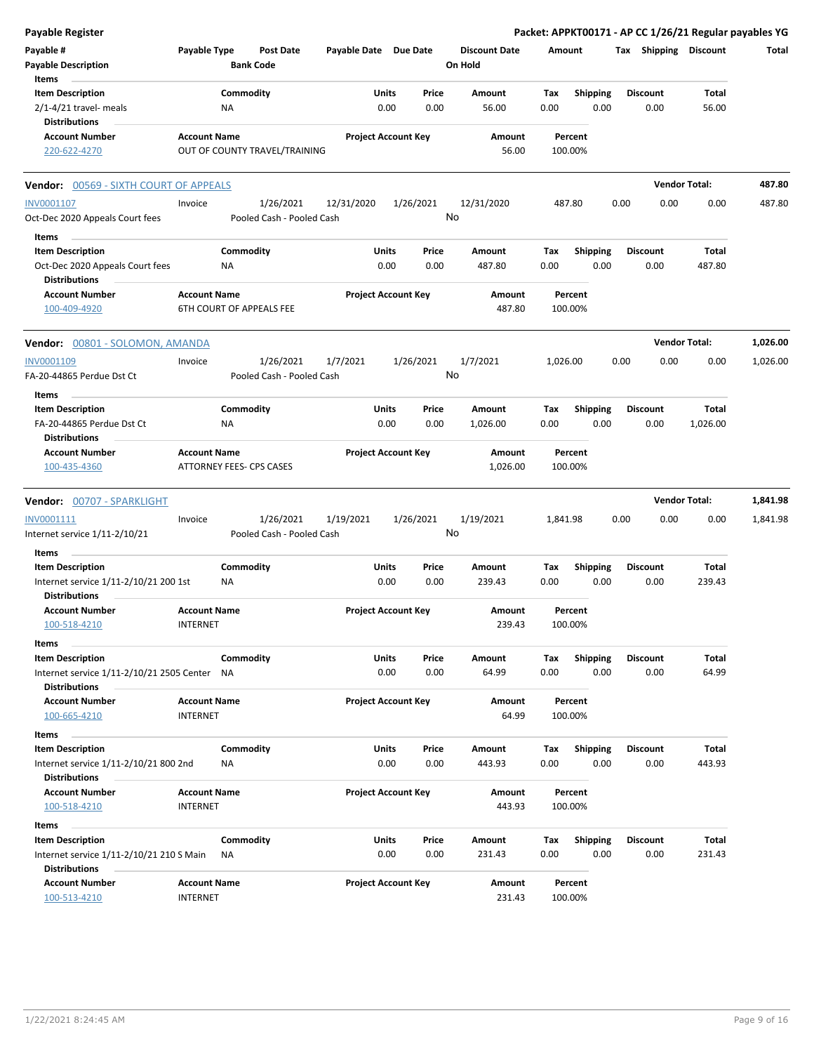**Payable Register** — **Packet: APPKT00171 - AP CC 1/26/21 Regular payables YG**

| Payable # | Payable Type | Post Date | Payable Date | Due Date | Discount Date | Amount | Tax | Shipping | Discount | Total |
|---|---|---|---|---|---|---|---|---|---|---|
| Payable Description | | Bank Code | | | On Hold | | | | | |

**Items**

| Item Description | Commodity | Units | Price | Amount | Tax | Shipping | Discount | Total |
|---|---|---|---|---|---|---|---|---|
| 2/1-4/21 travel- meals | NA | 0.00 | 0.00 | 56.00 | 0.00 | 0.00 | 0.00 | 56.00 |

**Distributions**

| Account Number | Account Name | Project Account Key | Amount | Percent |
|---|---|---|---|---|
| 220-622-4270 | OUT OF COUNTY TRAVEL/TRAINING | | 56.00 | 100.00% |

---

**Vendor:** 00569 - SIXTH COURT OF APPEALS — **Vendor Total: 487.80**

| Payable # | Payable Type | Post Date | Payable Date | Due Date | Discount Date | Amount | Tax | Shipping | Discount | Total |
|---|---|---|---|---|---|---|---|---|---|---|
| INV0001107 | Invoice | 1/26/2021 | 12/31/2020 | 1/26/2021 | 12/31/2020 | 487.80 | 0.00 | 0.00 | 0.00 | 487.80 |
| Oct-Dec 2020 Appeals Court fees | | Pooled Cash - Pooled Cash | | | No | | | | | |

**Items**

| Item Description | Commodity | Units | Price | Amount | Tax | Shipping | Discount | Total |
|---|---|---|---|---|---|---|---|---|
| Oct-Dec 2020 Appeals Court fees | NA | 0.00 | 0.00 | 487.80 | 0.00 | 0.00 | 0.00 | 487.80 |

**Distributions**

| Account Number | Account Name | Project Account Key | Amount | Percent |
|---|---|---|---|---|
| 100-409-4920 | 6TH COURT OF APPEALS FEE | | 487.80 | 100.00% |

---

**Vendor:** 00801 - SOLOMON, AMANDA — **Vendor Total: 1,026.00**

| Payable # | Payable Type | Post Date | Payable Date | Due Date | Discount Date | Amount | Tax | Shipping | Discount | Total |
|---|---|---|---|---|---|---|---|---|---|---|
| INV0001109 | Invoice | 1/26/2021 | 1/7/2021 | 1/26/2021 | 1/7/2021 | 1,026.00 | 0.00 | 0.00 | 0.00 | 1,026.00 |
| FA-20-44865 Perdue Dst Ct | | Pooled Cash - Pooled Cash | | | No | | | | | |

**Items**

| Item Description | Commodity | Units | Price | Amount | Tax | Shipping | Discount | Total |
|---|---|---|---|---|---|---|---|---|
| FA-20-44865 Perdue Dst Ct | NA | 0.00 | 0.00 | 1,026.00 | 0.00 | 0.00 | 0.00 | 1,026.00 |

**Distributions**

| Account Number | Account Name | Project Account Key | Amount | Percent |
|---|---|---|---|---|
| 100-435-4360 | ATTORNEY FEES- CPS CASES | | 1,026.00 | 100.00% |

---

**Vendor:** 00707 - SPARKLIGHT — **Vendor Total: 1,841.98**

| Payable # | Payable Type | Post Date | Payable Date | Due Date | Discount Date | Amount | Tax | Shipping | Discount | Total |
|---|---|---|---|---|---|---|---|---|---|---|
| INV0001111 | Invoice | 1/26/2021 | 1/19/2021 | 1/26/2021 | 1/19/2021 | 1,841.98 | 0.00 | 0.00 | 0.00 | 1,841.98 |
| Internet service 1/11-2/10/21 | | Pooled Cash - Pooled Cash | | | No | | | | | |

**Items**

| Item Description | Commodity | Units | Price | Amount | Tax | Shipping | Discount | Total |
|---|---|---|---|---|---|---|---|---|
| Internet service 1/11-2/10/21 200 1st | NA | 0.00 | 0.00 | 239.43 | 0.00 | 0.00 | 0.00 | 239.43 |

**Distributions**

| Account Number | Account Name | Project Account Key | Amount | Percent |
|---|---|---|---|---|
| 100-518-4210 | INTERNET | | 239.43 | 100.00% |

**Items**

| Item Description | Commodity | Units | Price | Amount | Tax | Shipping | Discount | Total |
|---|---|---|---|---|---|---|---|---|
| Internet service 1/11-2/10/21 2505 Center | NA | 0.00 | 0.00 | 64.99 | 0.00 | 0.00 | 0.00 | 64.99 |

**Distributions**

| Account Number | Account Name | Project Account Key | Amount | Percent |
|---|---|---|---|---|
| 100-665-4210 | INTERNET | | 64.99 | 100.00% |

**Items**

| Item Description | Commodity | Units | Price | Amount | Tax | Shipping | Discount | Total |
|---|---|---|---|---|---|---|---|---|
| Internet service 1/11-2/10/21 800 2nd | NA | 0.00 | 0.00 | 443.93 | 0.00 | 0.00 | 0.00 | 443.93 |

**Distributions**

| Account Number | Account Name | Project Account Key | Amount | Percent |
|---|---|---|---|---|
| 100-518-4210 | INTERNET | | 443.93 | 100.00% |

**Items**

| Item Description | Commodity | Units | Price | Amount | Tax | Shipping | Discount | Total |
|---|---|---|---|---|---|---|---|---|
| Internet service 1/11-2/10/21 210 S Main | NA | 0.00 | 0.00 | 231.43 | 0.00 | 0.00 | 0.00 | 231.43 |

**Distributions**

| Account Number | Account Name | Project Account Key | Amount | Percent |
|---|---|---|---|---|
| 100-513-4210 | INTERNET | | 231.43 | 100.00% |

1/22/2021 8:24:45 AM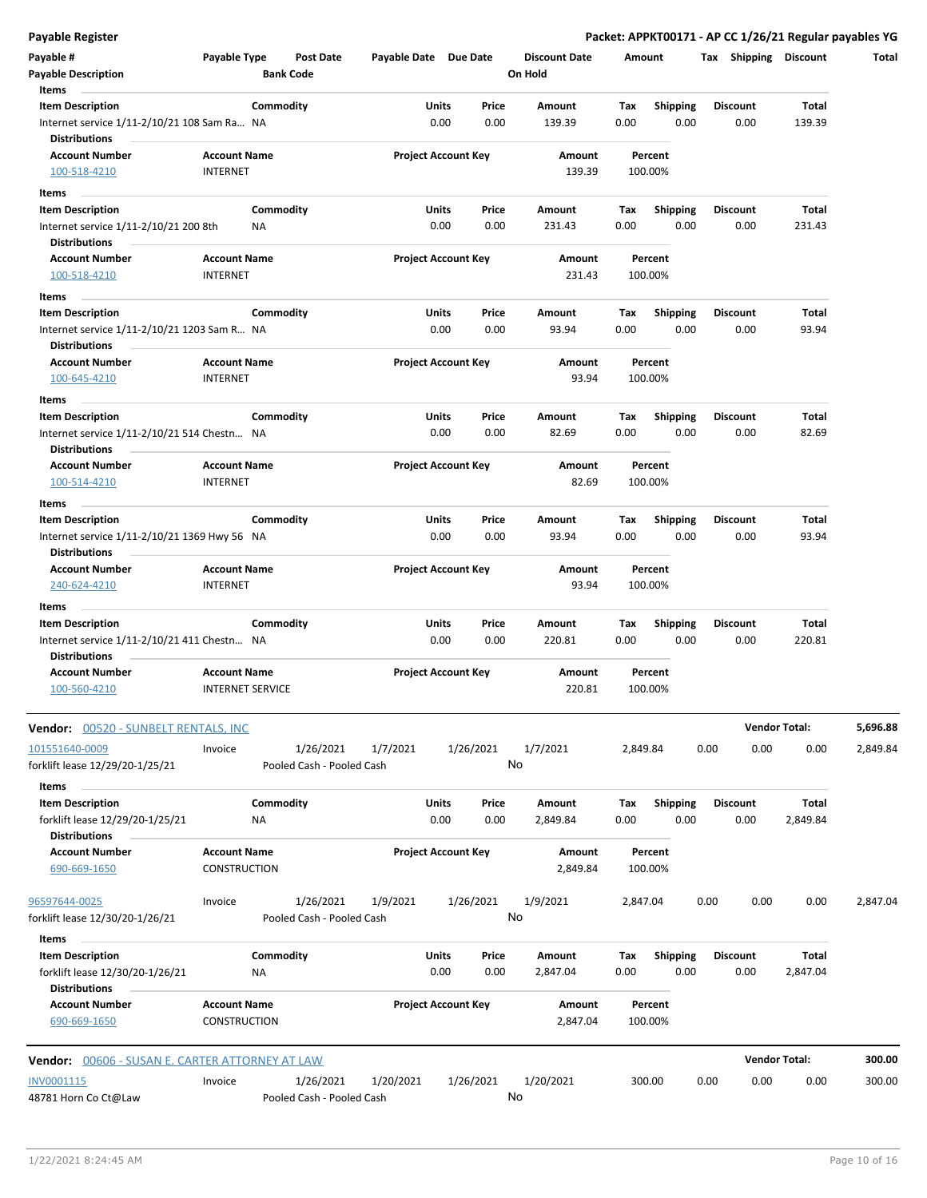**Payable Register** | **Packet: APPKT00171 - AP CC 1/26/21 Regular payables YG**

| Payable # | Payable Type | Post Date | Payable Date | Due Date | Discount Date | Amount | Tax | Shipping | Discount | Total |
|---|---|---|---|---|---|---|---|---|---|---|
| Payable Description | | Bank Code | | | On Hold | | | | | |

**Items**

| Item Description | Commodity | Units | Price | Amount | Tax | Shipping | Discount | Total |
|---|---|---|---|---|---|---|---|---|
| Internet service 1/11-2/10/21 108 Sam Ra... | NA | 0.00 | 0.00 | 139.39 | 0.00 | 0.00 | 0.00 | 139.39 |

**Distributions**

| Account Number | Account Name | Project Account Key | Amount | Percent |
|---|---|---|---|---|
| 100-518-4210 | INTERNET | | 139.39 | 100.00% |

**Items**

| Item Description | Commodity | Units | Price | Amount | Tax | Shipping | Discount | Total |
|---|---|---|---|---|---|---|---|---|
| Internet service 1/11-2/10/21 200 8th | NA | 0.00 | 0.00 | 231.43 | 0.00 | 0.00 | 0.00 | 231.43 |

**Distributions**

| Account Number | Account Name | Project Account Key | Amount | Percent |
|---|---|---|---|---|
| 100-518-4210 | INTERNET | | 231.43 | 100.00% |

**Items**

| Item Description | Commodity | Units | Price | Amount | Tax | Shipping | Discount | Total |
|---|---|---|---|---|---|---|---|---|
| Internet service 1/11-2/10/21 1203 Sam R... | NA | 0.00 | 0.00 | 93.94 | 0.00 | 0.00 | 0.00 | 93.94 |

**Distributions**

| Account Number | Account Name | Project Account Key | Amount | Percent |
|---|---|---|---|---|
| 100-645-4210 | INTERNET | | 93.94 | 100.00% |

**Items**

| Item Description | Commodity | Units | Price | Amount | Tax | Shipping | Discount | Total |
|---|---|---|---|---|---|---|---|---|
| Internet service 1/11-2/10/21 514 Chestn... | NA | 0.00 | 0.00 | 82.69 | 0.00 | 0.00 | 0.00 | 82.69 |

**Distributions**

| Account Number | Account Name | Project Account Key | Amount | Percent |
|---|---|---|---|---|
| 100-514-4210 | INTERNET | | 82.69 | 100.00% |

**Items**

| Item Description | Commodity | Units | Price | Amount | Tax | Shipping | Discount | Total |
|---|---|---|---|---|---|---|---|---|
| Internet service 1/11-2/10/21 1369 Hwy 56 | NA | 0.00 | 0.00 | 93.94 | 0.00 | 0.00 | 0.00 | 93.94 |

**Distributions**

| Account Number | Account Name | Project Account Key | Amount | Percent |
|---|---|---|---|---|
| 240-624-4210 | INTERNET | | 93.94 | 100.00% |

**Items**

| Item Description | Commodity | Units | Price | Amount | Tax | Shipping | Discount | Total |
|---|---|---|---|---|---|---|---|---|
| Internet service 1/11-2/10/21 411 Chestn... | NA | 0.00 | 0.00 | 220.81 | 0.00 | 0.00 | 0.00 | 220.81 |

**Distributions**

| Account Number | Account Name | Project Account Key | Amount | Percent |
|---|---|---|---|---|
| 100-560-4210 | INTERNET SERVICE | | 220.81 | 100.00% |

---

**Vendor:** 00520 - SUNBELT RENTALS, INC — **Vendor Total:** 5,696.88

| Payable # | Payable Type | Post Date | Payable Date | Due Date | Discount Date | Amount | Tax | Shipping | Discount | Total |
|---|---|---|---|---|---|---|---|---|---|---|
| 101551640-0009 | Invoice | 1/26/2021 | 1/7/2021 | 1/26/2021 | 1/7/2021 | 2,849.84 | 0.00 | 0.00 | 0.00 | 2,849.84 |
| forklift lease 12/29/20-1/25/21 | | Pooled Cash - Pooled Cash | | | No | | | | | |

**Items**

| Item Description | Commodity | Units | Price | Amount | Tax | Shipping | Discount | Total |
|---|---|---|---|---|---|---|---|---|
| forklift lease 12/29/20-1/25/21 | NA | 0.00 | 0.00 | 2,849.84 | 0.00 | 0.00 | 0.00 | 2,849.84 |

**Distributions**

| Account Number | Account Name | Project Account Key | Amount | Percent |
|---|---|---|---|---|
| 690-669-1650 | CONSTRUCTION | | 2,849.84 | 100.00% |

| Payable # | Payable Type | Post Date | Payable Date | Due Date | Discount Date | Amount | Tax | Shipping | Discount | Total |
|---|---|---|---|---|---|---|---|---|---|---|
| 96597644-0025 | Invoice | 1/26/2021 | 1/9/2021 | 1/26/2021 | 1/9/2021 | 2,847.04 | 0.00 | 0.00 | 0.00 | 2,847.04 |
| forklift lease 12/30/20-1/26/21 | | Pooled Cash - Pooled Cash | | | No | | | | | |

**Items**

| Item Description | Commodity | Units | Price | Amount | Tax | Shipping | Discount | Total |
|---|---|---|---|---|---|---|---|---|
| forklift lease 12/30/20-1/26/21 | NA | 0.00 | 0.00 | 2,847.04 | 0.00 | 0.00 | 0.00 | 2,847.04 |

**Distributions**

| Account Number | Account Name | Project Account Key | Amount | Percent |
|---|---|---|---|---|
| 690-669-1650 | CONSTRUCTION | | 2,847.04 | 100.00% |

---

**Vendor:** 00606 - SUSAN E. CARTER ATTORNEY AT LAW — **Vendor Total:** 300.00

| Payable # | Payable Type | Post Date | Payable Date | Due Date | Discount Date | Amount | Tax | Shipping | Discount | Total |
|---|---|---|---|---|---|---|---|---|---|---|
| INV0001115 | Invoice | 1/26/2021 | 1/20/2021 | 1/26/2021 | 1/20/2021 | 300.00 | 0.00 | 0.00 | 0.00 | 300.00 |
| 48781 Horn Co Ct@Law | | Pooled Cash - Pooled Cash | | | No | | | | | |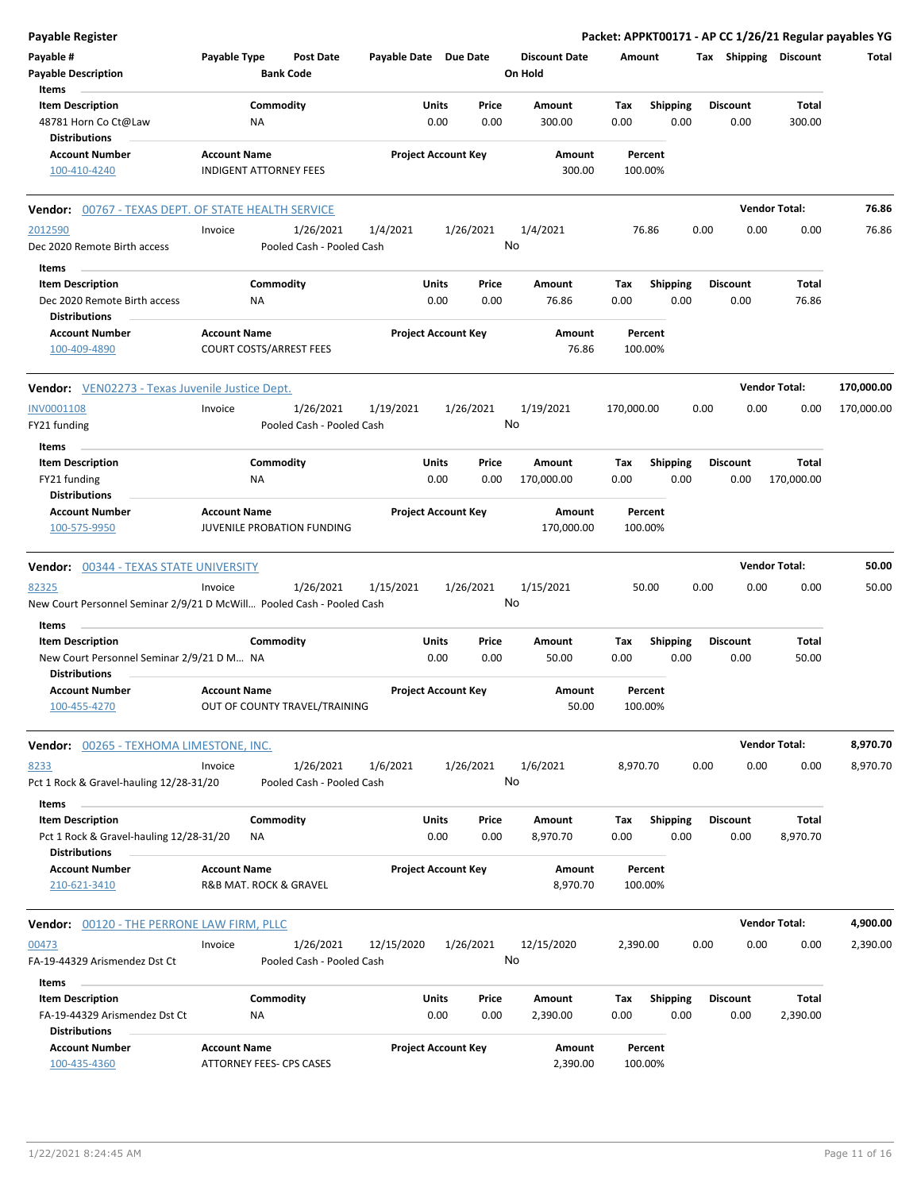**Payable Register** | **Packet: APPKT00171 - AP CC 1/26/21 Regular payables YG**

| Payable # | Payable Type | Post Date | Payable Date | Due Date | Discount Date | Amount | Tax | Shipping | Discount | Total |
|---|---|---|---|---|---|---|---|---|---|---|
| Payable Description | | Bank Code | | | On Hold | | | | | |

**Items**

| Item Description | Commodity | Units | Price | Amount | Tax | Shipping | Discount | Total |
|---|---|---|---|---|---|---|---|---|
| 48781 Horn Co Ct@Law | NA | 0.00 | 0.00 | 300.00 | 0.00 | 0.00 | 0.00 | 300.00 |

**Distributions**

| Account Number | Account Name | Project Account Key | Amount | Percent |
|---|---|---|---|---|
| 100-410-4240 | INDIGENT ATTORNEY FEES | | 300.00 | 100.00% |

---

**Vendor:** 00767 - TEXAS DEPT. OF STATE HEALTH SERVICE — **Vendor Total: 76.86**

| Payable # | Payable Type | Post Date | Payable Date | Due Date | Discount Date | Amount | Tax | Shipping | Discount | Total |
|---|---|---|---|---|---|---|---|---|---|---|
| 2012590 | Invoice | 1/26/2021 | 1/4/2021 | 1/26/2021 | 1/4/2021 | 76.86 | 0.00 | 0.00 | 0.00 | 76.86 |
| Dec 2020 Remote Birth access | | Pooled Cash - Pooled Cash | | | No | | | | | |

**Items**

| Item Description | Commodity | Units | Price | Amount | Tax | Shipping | Discount | Total |
|---|---|---|---|---|---|---|---|---|
| Dec 2020 Remote Birth access | NA | 0.00 | 0.00 | 76.86 | 0.00 | 0.00 | 0.00 | 76.86 |

**Distributions**

| Account Number | Account Name | Project Account Key | Amount | Percent |
|---|---|---|---|---|
| 100-409-4890 | COURT COSTS/ARREST FEES | | 76.86 | 100.00% |

---

**Vendor:** VEN02273 - Texas Juvenile Justice Dept. — **Vendor Total: 170,000.00**

| Payable # | Payable Type | Post Date | Payable Date | Due Date | Discount Date | Amount | Tax | Shipping | Discount | Total |
|---|---|---|---|---|---|---|---|---|---|---|
| INV0001108 | Invoice | 1/26/2021 | 1/19/2021 | 1/26/2021 | 1/19/2021 | 170,000.00 | 0.00 | 0.00 | 0.00 | 170,000.00 |
| FY21 funding | | Pooled Cash - Pooled Cash | | | No | | | | | |

**Items**

| Item Description | Commodity | Units | Price | Amount | Tax | Shipping | Discount | Total |
|---|---|---|---|---|---|---|---|---|
| FY21 funding | NA | 0.00 | 0.00 | 170,000.00 | 0.00 | 0.00 | 0.00 | 170,000.00 |

**Distributions**

| Account Number | Account Name | Project Account Key | Amount | Percent |
|---|---|---|---|---|
| 100-575-9950 | JUVENILE PROBATION FUNDING | | 170,000.00 | 100.00% |

---

**Vendor:** 00344 - TEXAS STATE UNIVERSITY — **Vendor Total: 50.00**

| Payable # | Payable Type | Post Date | Payable Date | Due Date | Discount Date | Amount | Tax | Shipping | Discount | Total |
|---|---|---|---|---|---|---|---|---|---|---|
| 82325 | Invoice | 1/26/2021 | 1/15/2021 | 1/26/2021 | 1/15/2021 | 50.00 | 0.00 | 0.00 | 0.00 | 50.00 |
| New Court Personnel Seminar 2/9/21 D McWill... | | Pooled Cash - Pooled Cash | | | No | | | | | |

**Items**

| Item Description | Commodity | Units | Price | Amount | Tax | Shipping | Discount | Total |
|---|---|---|---|---|---|---|---|---|
| New Court Personnel Seminar 2/9/21 D M... | NA | 0.00 | 0.00 | 50.00 | 0.00 | 0.00 | 0.00 | 50.00 |

**Distributions**

| Account Number | Account Name | Project Account Key | Amount | Percent |
|---|---|---|---|---|
| 100-455-4270 | OUT OF COUNTY TRAVEL/TRAINING | | 50.00 | 100.00% |

---

**Vendor:** 00265 - TEXHOMA LIMESTONE, INC. — **Vendor Total: 8,970.70**

| Payable # | Payable Type | Post Date | Payable Date | Due Date | Discount Date | Amount | Tax | Shipping | Discount | Total |
|---|---|---|---|---|---|---|---|---|---|---|
| 8233 | Invoice | 1/26/2021 | 1/6/2021 | 1/26/2021 | 1/6/2021 | 8,970.70 | 0.00 | 0.00 | 0.00 | 8,970.70 |
| Pct 1 Rock & Gravel-hauling 12/28-31/20 | | Pooled Cash - Pooled Cash | | | No | | | | | |

**Items**

| Item Description | Commodity | Units | Price | Amount | Tax | Shipping | Discount | Total |
|---|---|---|---|---|---|---|---|---|
| Pct 1 Rock & Gravel-hauling 12/28-31/20 | NA | 0.00 | 0.00 | 8,970.70 | 0.00 | 0.00 | 0.00 | 8,970.70 |

**Distributions**

| Account Number | Account Name | Project Account Key | Amount | Percent |
|---|---|---|---|---|
| 210-621-3410 | R&B MAT. ROCK & GRAVEL | | 8,970.70 | 100.00% |

---

**Vendor:** 00120 - THE PERRONE LAW FIRM, PLLC — **Vendor Total: 4,900.00**

| Payable # | Payable Type | Post Date | Payable Date | Due Date | Discount Date | Amount | Tax | Shipping | Discount | Total |
|---|---|---|---|---|---|---|---|---|---|---|
| 00473 | Invoice | 1/26/2021 | 12/15/2020 | 1/26/2021 | 12/15/2020 | 2,390.00 | 0.00 | 0.00 | 0.00 | 2,390.00 |
| FA-19-44329 Arismendez Dst Ct | | Pooled Cash - Pooled Cash | | | No | | | | | |

**Items**

| Item Description | Commodity | Units | Price | Amount | Tax | Shipping | Discount | Total |
|---|---|---|---|---|---|---|---|---|
| FA-19-44329 Arismendez Dst Ct | NA | 0.00 | 0.00 | 2,390.00 | 0.00 | 0.00 | 0.00 | 2,390.00 |

**Distributions**

| Account Number | Account Name | Project Account Key | Amount | Percent |
|---|---|---|---|---|
| 100-435-4360 | ATTORNEY FEES- CPS CASES | | 2,390.00 | 100.00% |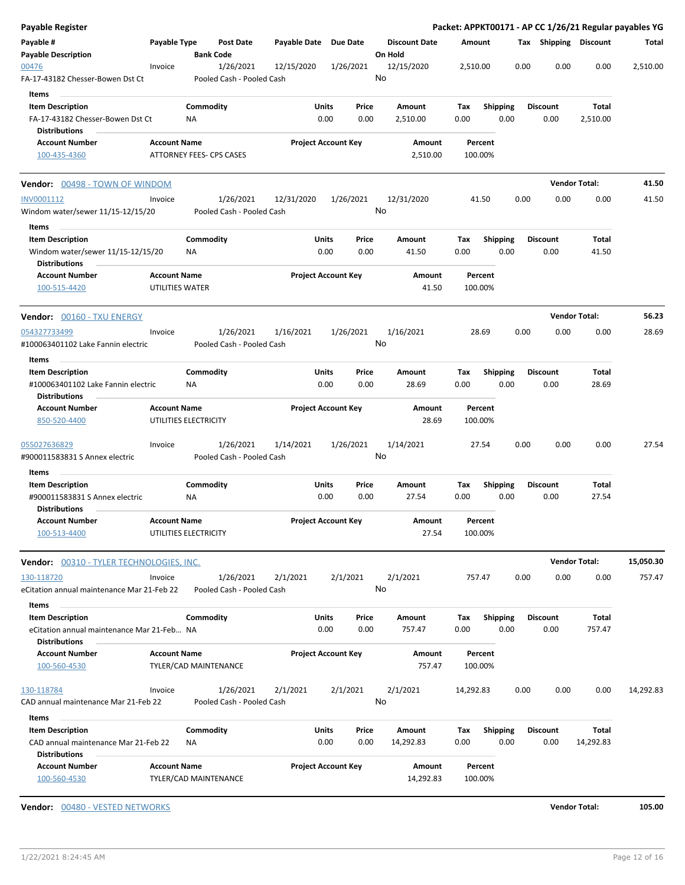**Payable Register** — Packet: APPKT00171 - AP CC 1/26/21 Regular payables YG

| Payable # / Payable Description | Payable Type | Post Date / Bank Code | Payable Date | Due Date | Discount Date / On Hold | Amount | Tax | Shipping | Discount | Total |
|---|---|---|---|---|---|---|---|---|---|---|
| 00476<br>FA-17-43182 Chesser-Bowen Dst Ct | Invoice | 1/26/2021<br>Pooled Cash - Pooled Cash | 12/15/2020 | 1/26/2021 | 12/15/2020<br>No | 2,510.00 | 0.00 | 0.00 | 0.00 | 2,510.00 |

Items

| Item Description | Commodity | Units | Price | Amount | Tax | Shipping | Discount | Total |
|---|---|---|---|---|---|---|---|---|
| FA-17-43182 Chesser-Bowen Dst Ct | NA | 0.00 | 0.00 | 2,510.00 | 0.00 | 0.00 | 0.00 | 2,510.00 |

Distributions

| Account Number | Account Name | Project Account Key | Amount | Percent |
|---|---|---|---|---|
| 100-435-4360 | ATTORNEY FEES- CPS CASES | | 2,510.00 | 100.00% |

**Vendor:** 00498 - TOWN OF WINDOM — **Vendor Total: 41.50**

| Payable # / Payable Description | Payable Type | Post Date / Bank Code | Payable Date | Due Date | Discount Date / On Hold | Amount | Tax | Shipping | Discount | Total |
|---|---|---|---|---|---|---|---|---|---|---|
| INV0001112<br>Windom water/sewer 11/15-12/15/20 | Invoice | 1/26/2021<br>Pooled Cash - Pooled Cash | 12/31/2020 | 1/26/2021 | 12/31/2020<br>No | 41.50 | 0.00 | 0.00 | 0.00 | 41.50 |

Items

| Item Description | Commodity | Units | Price | Amount | Tax | Shipping | Discount | Total |
|---|---|---|---|---|---|---|---|---|
| Windom water/sewer 11/15-12/15/20 | NA | 0.00 | 0.00 | 41.50 | 0.00 | 0.00 | 0.00 | 41.50 |

Distributions

| Account Number | Account Name | Project Account Key | Amount | Percent |
|---|---|---|---|---|
| 100-515-4420 | UTILITIES WATER | | 41.50 | 100.00% |

**Vendor:** 00160 - TXU ENERGY — **Vendor Total: 56.23**

| Payable # / Payable Description | Payable Type | Post Date / Bank Code | Payable Date | Due Date | Discount Date / On Hold | Amount | Tax | Shipping | Discount | Total |
|---|---|---|---|---|---|---|---|---|---|---|
| 054327733499<br>#100063401102 Lake Fannin electric | Invoice | 1/26/2021<br>Pooled Cash - Pooled Cash | 1/16/2021 | 1/26/2021 | 1/16/2021<br>No | 28.69 | 0.00 | 0.00 | 0.00 | 28.69 |

Items

| Item Description | Commodity | Units | Price | Amount | Tax | Shipping | Discount | Total |
|---|---|---|---|---|---|---|---|---|
| #100063401102 Lake Fannin electric | NA | 0.00 | 0.00 | 28.69 | 0.00 | 0.00 | 0.00 | 28.69 |

Distributions

| Account Number | Account Name | Project Account Key | Amount | Percent |
|---|---|---|---|---|
| 850-520-4400 | UTILITIES ELECTRICITY | | 28.69 | 100.00% |

| Payable # / Payable Description | Payable Type | Post Date / Bank Code | Payable Date | Due Date | Discount Date / On Hold | Amount | Tax | Shipping | Discount | Total |
|---|---|---|---|---|---|---|---|---|---|---|
| 055027636829<br>#900011583831 S Annex electric | Invoice | 1/26/2021<br>Pooled Cash - Pooled Cash | 1/14/2021 | 1/26/2021 | 1/14/2021<br>No | 27.54 | 0.00 | 0.00 | 0.00 | 27.54 |

Items

| Item Description | Commodity | Units | Price | Amount | Tax | Shipping | Discount | Total |
|---|---|---|---|---|---|---|---|---|
| #900011583831 S Annex electric | NA | 0.00 | 0.00 | 27.54 | 0.00 | 0.00 | 0.00 | 27.54 |

Distributions

| Account Number | Account Name | Project Account Key | Amount | Percent |
|---|---|---|---|---|
| 100-513-4400 | UTILITIES ELECTRICITY | | 27.54 | 100.00% |

**Vendor:** 00310 - TYLER TECHNOLOGIES, INC. — **Vendor Total: 15,050.30**

| Payable # / Payable Description | Payable Type | Post Date / Bank Code | Payable Date | Due Date | Discount Date / On Hold | Amount | Tax | Shipping | Discount | Total |
|---|---|---|---|---|---|---|---|---|---|---|
| 130-118720<br>eCitation annual maintenance Mar 21-Feb 22 | Invoice | 1/26/2021<br>Pooled Cash - Pooled Cash | 2/1/2021 | 2/1/2021 | 2/1/2021<br>No | 757.47 | 0.00 | 0.00 | 0.00 | 757.47 |

Items

| Item Description | Commodity | Units | Price | Amount | Tax | Shipping | Discount | Total |
|---|---|---|---|---|---|---|---|---|
| eCitation annual maintenance Mar 21-Feb... | NA | 0.00 | 0.00 | 757.47 | 0.00 | 0.00 | 0.00 | 757.47 |

Distributions

| Account Number | Account Name | Project Account Key | Amount | Percent |
|---|---|---|---|---|
| 100-560-4530 | TYLER/CAD MAINTENANCE | | 757.47 | 100.00% |

| Payable # / Payable Description | Payable Type | Post Date / Bank Code | Payable Date | Due Date | Discount Date / On Hold | Amount | Tax | Shipping | Discount | Total |
|---|---|---|---|---|---|---|---|---|---|---|
| 130-118784<br>CAD annual maintenance Mar 21-Feb 22 | Invoice | 1/26/2021<br>Pooled Cash - Pooled Cash | 2/1/2021 | 2/1/2021 | 2/1/2021<br>No | 14,292.83 | 0.00 | 0.00 | 0.00 | 14,292.83 |

Items

| Item Description | Commodity | Units | Price | Amount | Tax | Shipping | Discount | Total |
|---|---|---|---|---|---|---|---|---|
| CAD annual maintenance Mar 21-Feb 22 | NA | 0.00 | 0.00 | 14,292.83 | 0.00 | 0.00 | 0.00 | 14,292.83 |

Distributions

| Account Number | Account Name | Project Account Key | Amount | Percent |
|---|---|---|---|---|
| 100-560-4530 | TYLER/CAD MAINTENANCE | | 14,292.83 | 100.00% |

**Vendor:** 00480 - VESTED NETWORKS — **Vendor Total: 105.00**

1/22/2021 8:24:45 AM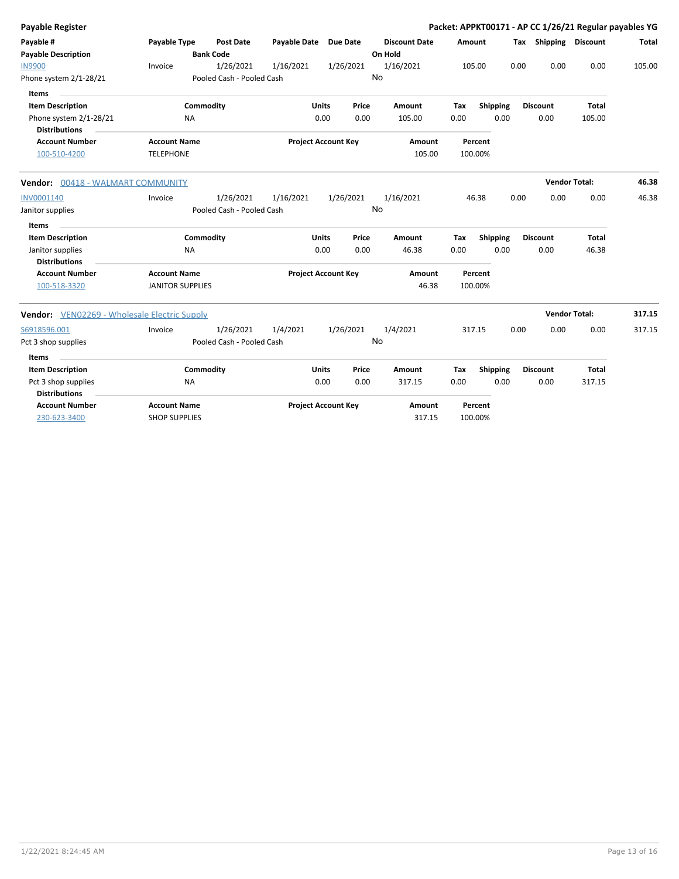**Payable Register** — **Packet: APPKT00171 - AP CC 1/26/21 Regular payables YG**

| Payable # / Payable Description | Payable Type | Post Date / Bank Code | Payable Date | Due Date | Discount Date / On Hold | Amount | Tax | Shipping | Discount | Total |
|---|---|---|---|---|---|---|---|---|---|---|
| IN9900 | Invoice | 1/26/2021 | 1/16/2021 | 1/26/2021 | 1/16/2021 | 105.00 | 0.00 | 0.00 | 0.00 | 105.00 |
| Phone system 2/1-28/21 | | Pooled Cash - Pooled Cash | | | No | | | | | |

**Items**

| Item Description | Commodity | Units | Price | Amount | Tax | Shipping | Discount | Total |
|---|---|---|---|---|---|---|---|---|
| Phone system 2/1-28/21 | NA | 0.00 | 0.00 | 105.00 | 0.00 | 0.00 | 0.00 | 105.00 |

**Distributions**

| Account Number | Account Name | Project Account Key | Amount | Percent |
|---|---|---|---|---|
| 100-510-4200 | TELEPHONE | | 105.00 | 100.00% |

**Vendor:** 00418 - WALMART COMMUNITY — **Vendor Total:** 46.38

| Payable # / Payable Description | Payable Type | Post Date / Bank Code | Payable Date | Due Date | Discount Date / On Hold | Amount | Tax | Shipping | Discount | Total |
|---|---|---|---|---|---|---|---|---|---|---|
| INV0001140 | Invoice | 1/26/2021 | 1/16/2021 | 1/26/2021 | 1/16/2021 | 46.38 | 0.00 | 0.00 | 0.00 | 46.38 |
| Janitor supplies | | Pooled Cash - Pooled Cash | | | No | | | | | |

**Items**

| Item Description | Commodity | Units | Price | Amount | Tax | Shipping | Discount | Total |
|---|---|---|---|---|---|---|---|---|
| Janitor supplies | NA | 0.00 | 0.00 | 46.38 | 0.00 | 0.00 | 0.00 | 46.38 |

**Distributions**

| Account Number | Account Name | Project Account Key | Amount | Percent |
|---|---|---|---|---|
| 100-518-3320 | JANITOR SUPPLIES | | 46.38 | 100.00% |

**Vendor:** VEN02269 - Wholesale Electric Supply — **Vendor Total:** 317.15

| Payable # / Payable Description | Payable Type | Post Date / Bank Code | Payable Date | Due Date | Discount Date / On Hold | Amount | Tax | Shipping | Discount | Total |
|---|---|---|---|---|---|---|---|---|---|---|
| S6918596.001 | Invoice | 1/26/2021 | 1/4/2021 | 1/26/2021 | 1/4/2021 | 317.15 | 0.00 | 0.00 | 0.00 | 317.15 |
| Pct 3 shop supplies | | Pooled Cash - Pooled Cash | | | No | | | | | |

**Items**

| Item Description | Commodity | Units | Price | Amount | Tax | Shipping | Discount | Total |
|---|---|---|---|---|---|---|---|---|
| Pct 3 shop supplies | NA | 0.00 | 0.00 | 317.15 | 0.00 | 0.00 | 0.00 | 317.15 |

**Distributions**

| Account Number | Account Name | Project Account Key | Amount | Percent |
|---|---|---|---|---|
| 230-623-3400 | SHOP SUPPLIES | | 317.15 | 100.00% |

1/22/2021 8:24:45 AM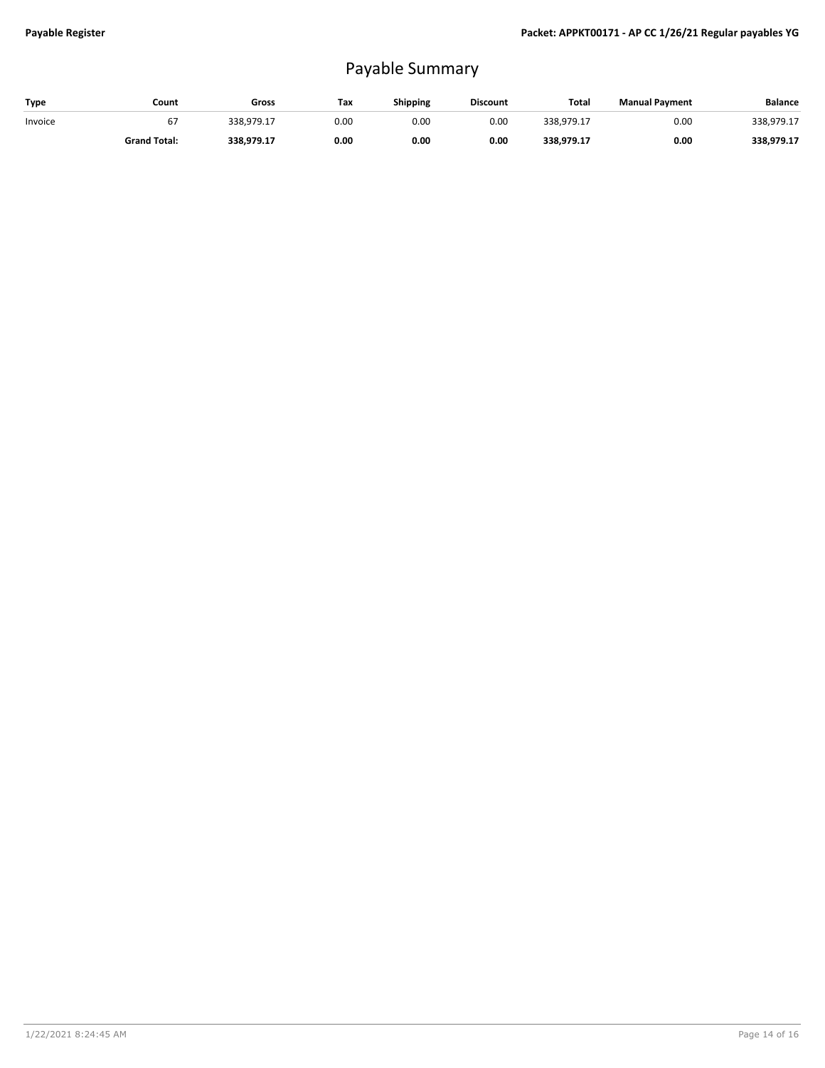# Payable Summary

| Type | Count | Gross | Tax | Shipping | Discount | Total | Manual Payment | Balance |
|---|---|---|---|---|---|---|---|---|
| Invoice | 67 | 338,979.17 | 0.00 | 0.00 | 0.00 | 338,979.17 | 0.00 | 338,979.17 |
| | **Grand Total:** | **338,979.17** | **0.00** | **0.00** | **0.00** | **338,979.17** | **0.00** | **338,979.17** |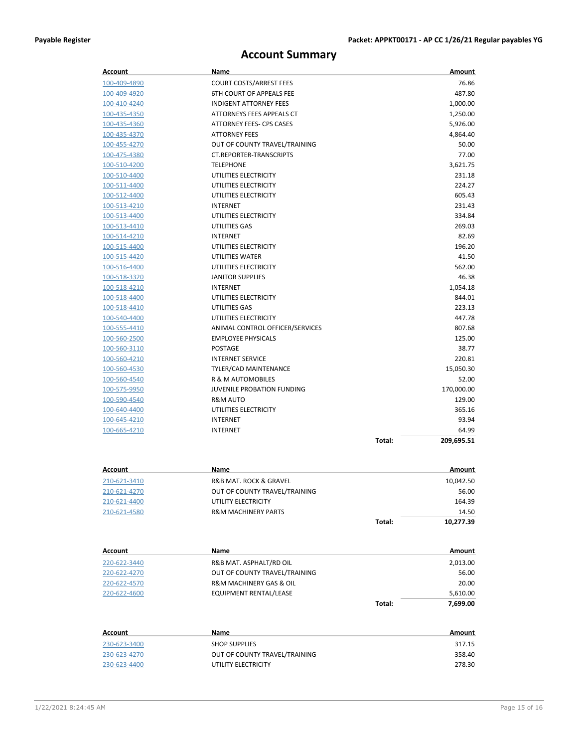# Account Summary

| Account | Name | | Amount |
|---|---|---|---|
| 100-409-4890 | COURT COSTS/ARREST FEES | | 76.86 |
| 100-409-4920 | 6TH COURT OF APPEALS FEE | | 487.80 |
| 100-410-4240 | INDIGENT ATTORNEY FEES | | 1,000.00 |
| 100-435-4350 | ATTORNEYS FEES APPEALS CT | | 1,250.00 |
| 100-435-4360 | ATTORNEY FEES- CPS CASES | | 5,926.00 |
| 100-435-4370 | ATTORNEY FEES | | 4,864.40 |
| 100-455-4270 | OUT OF COUNTY TRAVEL/TRAINING | | 50.00 |
| 100-475-4380 | CT.REPORTER-TRANSCRIPTS | | 77.00 |
| 100-510-4200 | TELEPHONE | | 3,621.75 |
| 100-510-4400 | UTILITIES ELECTRICITY | | 231.18 |
| 100-511-4400 | UTILITIES ELECTRICITY | | 224.27 |
| 100-512-4400 | UTILITIES ELECTRICITY | | 605.43 |
| 100-513-4210 | INTERNET | | 231.43 |
| 100-513-4400 | UTILITIES ELECTRICITY | | 334.84 |
| 100-513-4410 | UTILITIES GAS | | 269.03 |
| 100-514-4210 | INTERNET | | 82.69 |
| 100-515-4400 | UTILITIES ELECTRICITY | | 196.20 |
| 100-515-4420 | UTILITIES WATER | | 41.50 |
| 100-516-4400 | UTILITIES ELECTRICITY | | 562.00 |
| 100-518-3320 | JANITOR SUPPLIES | | 46.38 |
| 100-518-4210 | INTERNET | | 1,054.18 |
| 100-518-4400 | UTILITIES ELECTRICITY | | 844.01 |
| 100-518-4410 | UTILITIES GAS | | 223.13 |
| 100-540-4400 | UTILITIES ELECTRICITY | | 447.78 |
| 100-555-4410 | ANIMAL CONTROL OFFICER/SERVICES | | 807.68 |
| 100-560-2500 | EMPLOYEE PHYSICALS | | 125.00 |
| 100-560-3110 | POSTAGE | | 38.77 |
| 100-560-4210 | INTERNET SERVICE | | 220.81 |
| 100-560-4530 | TYLER/CAD MAINTENANCE | | 15,050.30 |
| 100-560-4540 | R & M AUTOMOBILES | | 52.00 |
| 100-575-9950 | JUVENILE PROBATION FUNDING | | 170,000.00 |
| 100-590-4540 | R&M AUTO | | 129.00 |
| 100-640-4400 | UTILITIES ELECTRICITY | | 365.16 |
| 100-645-4210 | INTERNET | | 93.94 |
| 100-665-4210 | INTERNET | | 64.99 |
| | | **Total:** | **209,695.51** |

| Account | Name | | Amount |
|---|---|---|---|
| 210-621-3410 | R&B MAT. ROCK & GRAVEL | | 10,042.50 |
| 210-621-4270 | OUT OF COUNTY TRAVEL/TRAINING | | 56.00 |
| 210-621-4400 | UTILITY ELECTRICITY | | 164.39 |
| 210-621-4580 | R&M MACHINERY PARTS | | 14.50 |
| | | **Total:** | **10,277.39** |

| Account | Name | | Amount |
|---|---|---|---|
| 220-622-3440 | R&B MAT. ASPHALT/RD OIL | | 2,013.00 |
| 220-622-4270 | OUT OF COUNTY TRAVEL/TRAINING | | 56.00 |
| 220-622-4570 | R&M MACHINERY GAS & OIL | | 20.00 |
| 220-622-4600 | EQUIPMENT RENTAL/LEASE | | 5,610.00 |
| | | **Total:** | **7,699.00** |

| Account | Name | Amount |
|---|---|---|
| 230-623-3400 | SHOP SUPPLIES | 317.15 |
| 230-623-4270 | OUT OF COUNTY TRAVEL/TRAINING | 358.40 |
| 230-623-4400 | UTILITY ELECTRICITY | 278.30 |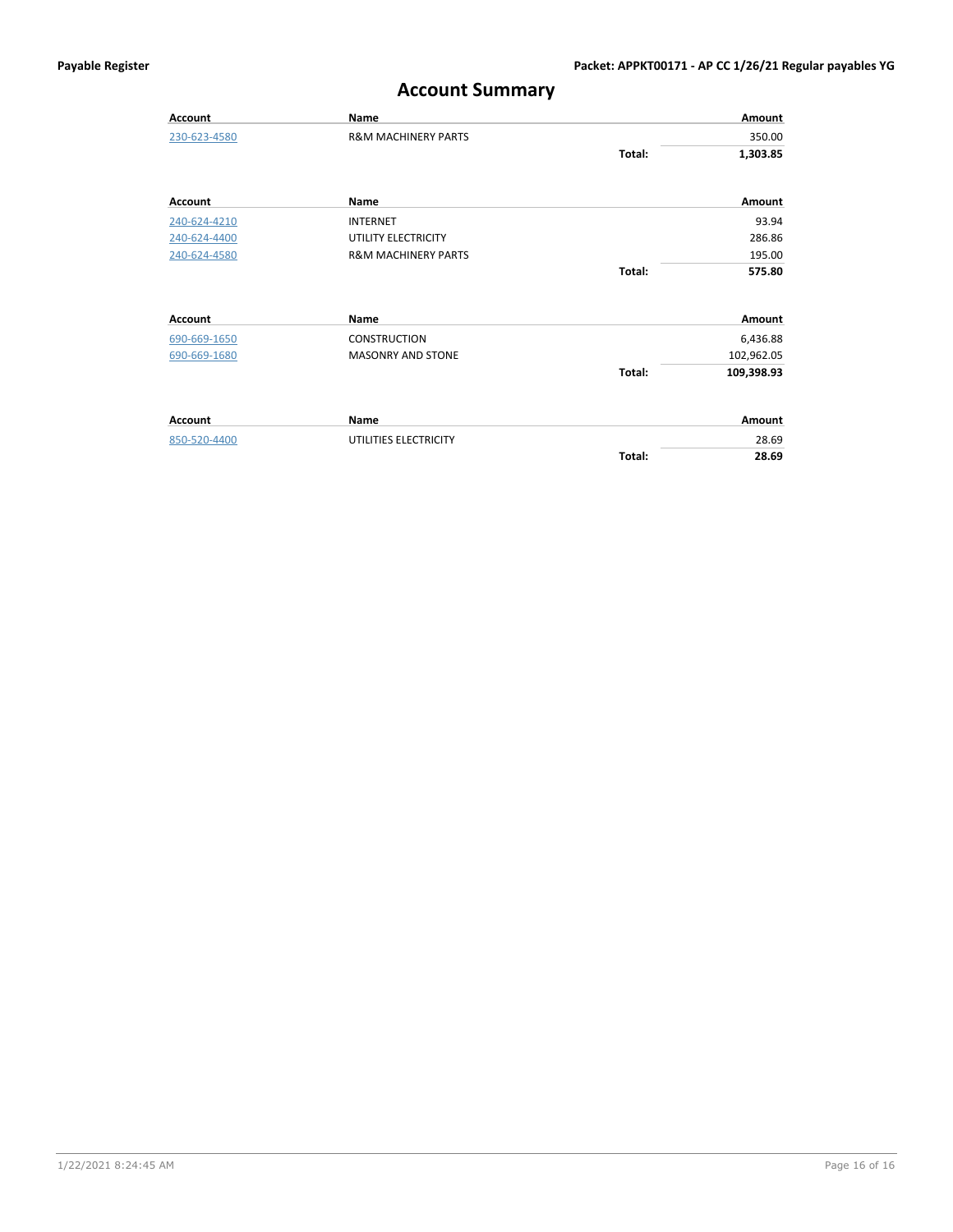# Account Summary

| Account | Name | | Amount |
|---|---|---|---|
| 230-623-4580 | R&M MACHINERY PARTS | | 350.00 |
| | | **Total:** | **1,303.85** |

| Account | Name | | Amount |
|---|---|---|---|
| 240-624-4210 | INTERNET | | 93.94 |
| 240-624-4400 | UTILITY ELECTRICITY | | 286.86 |
| 240-624-4580 | R&M MACHINERY PARTS | | 195.00 |
| | | **Total:** | **575.80** |

| Account | Name | | Amount |
|---|---|---|---|
| 690-669-1650 | CONSTRUCTION | | 6,436.88 |
| 690-669-1680 | MASONRY AND STONE | | 102,962.05 |
| | | **Total:** | **109,398.93** |

| Account | Name | | Amount |
|---|---|---|---|
| 850-520-4400 | UTILITIES ELECTRICITY | | 28.69 |
| | | **Total:** | **28.69** |